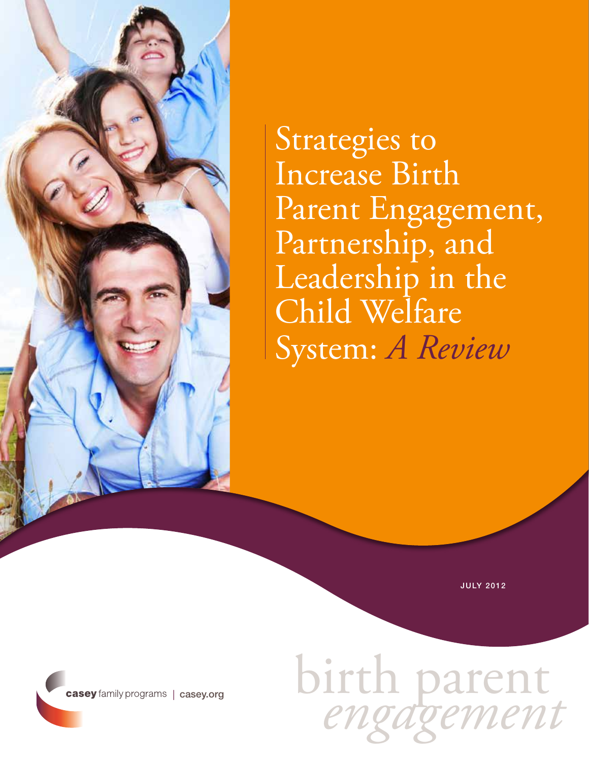# Strategies to Increase Birth Parent Engagement, Partnership, and Leadership in the Child Welfare System: *A Review*

JULY 2012

casey family programs | casey.org

birth parent *engagement*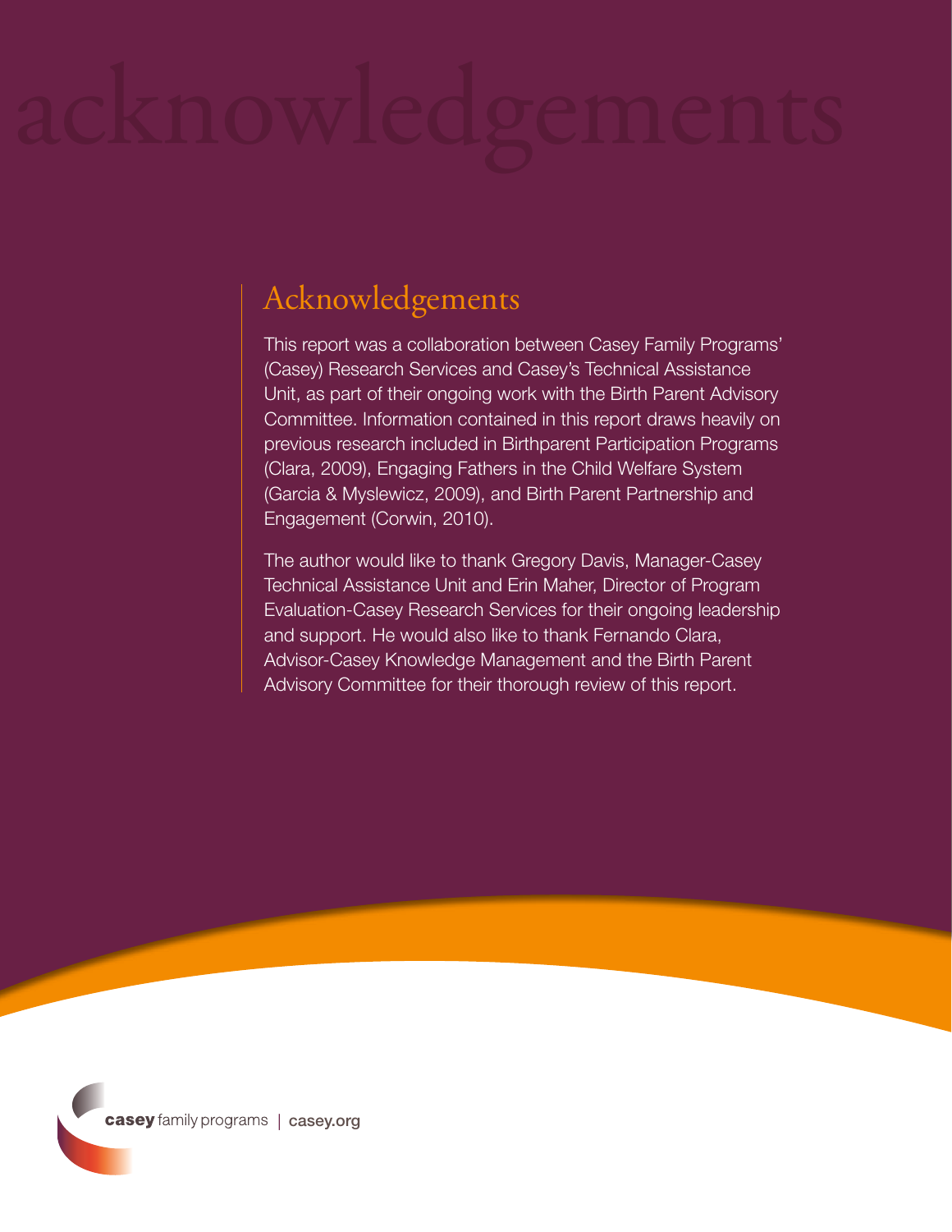# Acknowledgements

This report was a collaboration between Casey Family Programs' (Casey) Research Services and Casey's Technical Assistance Unit, as part of their ongoing work with the Birth Parent Advisory Committee. Information contained in this report draws heavily on previous research included in Birthparent Participation Programs (Clara, 2009), Engaging Fathers in the Child Welfare System (Garcia & Myslewicz, 2009), and Birth Parent Partnership and Engagement (Corwin, 2010).

The author would like to thank Gregory Davis, Manager-Casey Technical Assistance Unit and Erin Maher, Director of Program Evaluation-Casey Research Services for their ongoing leadership and support. He would also like to thank Fernando Clara, Advisor-Casey Knowledge Management and the Birth Parent Advisory Committee for their thorough review of this report.

casey family programs | casey.org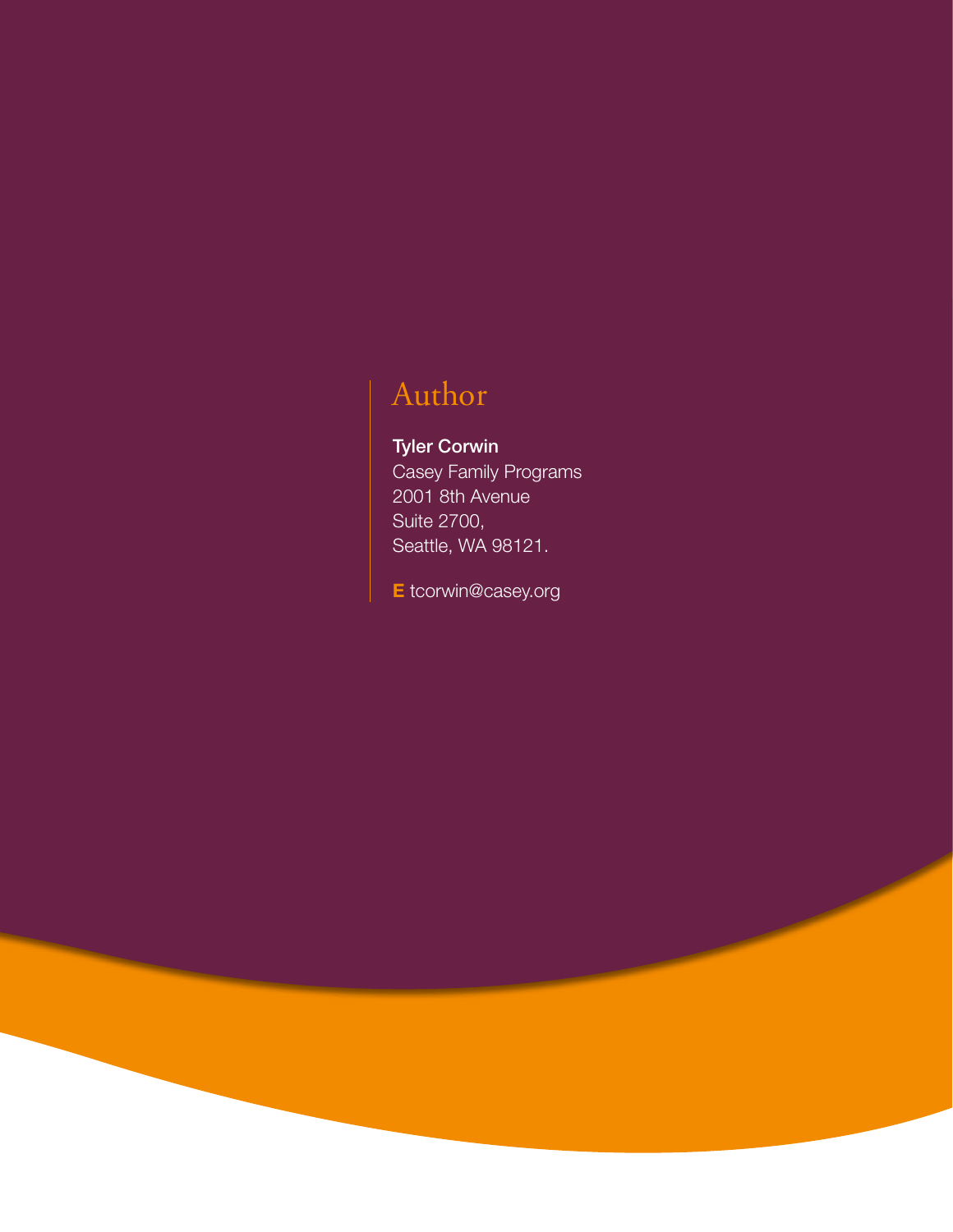# Author

**Tyler Corwin**
Casey Family Programs
2001 8th Avenue
Suite 2700,
Seattle, WA 98121.

**E** tcorwin@casey.org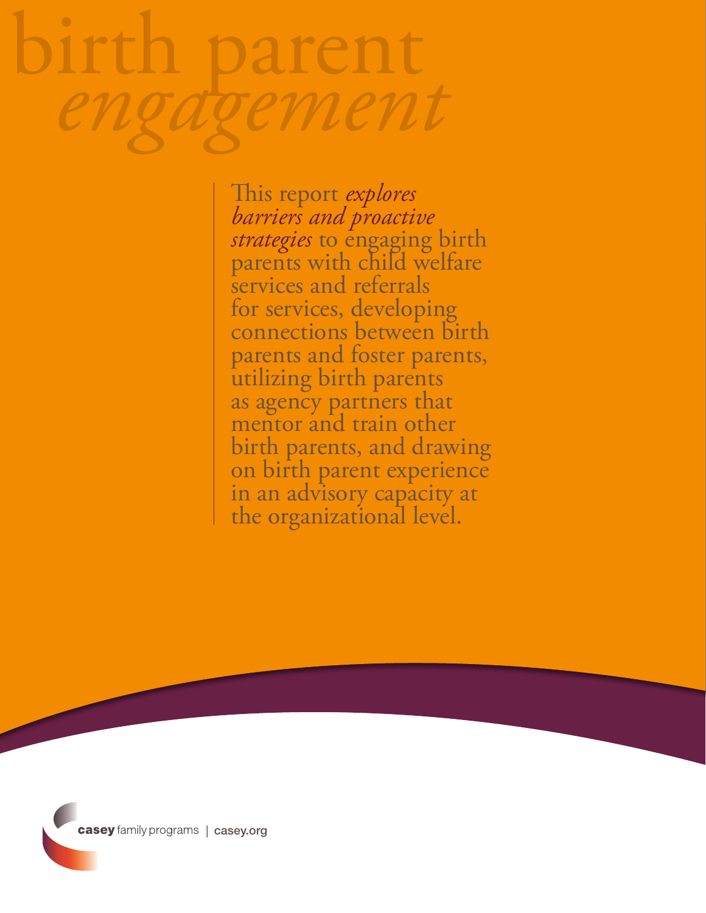# birth parent *engagement*

This report *explores barriers and proactive strategies* to engaging birth parents with child welfare services and referrals for services, developing connections between birth parents and foster parents, utilizing birth parents as agency partners that mentor and train other birth parents, and drawing on birth parent experience in an advisory capacity at the organizational level.

**casey** family programs | casey.org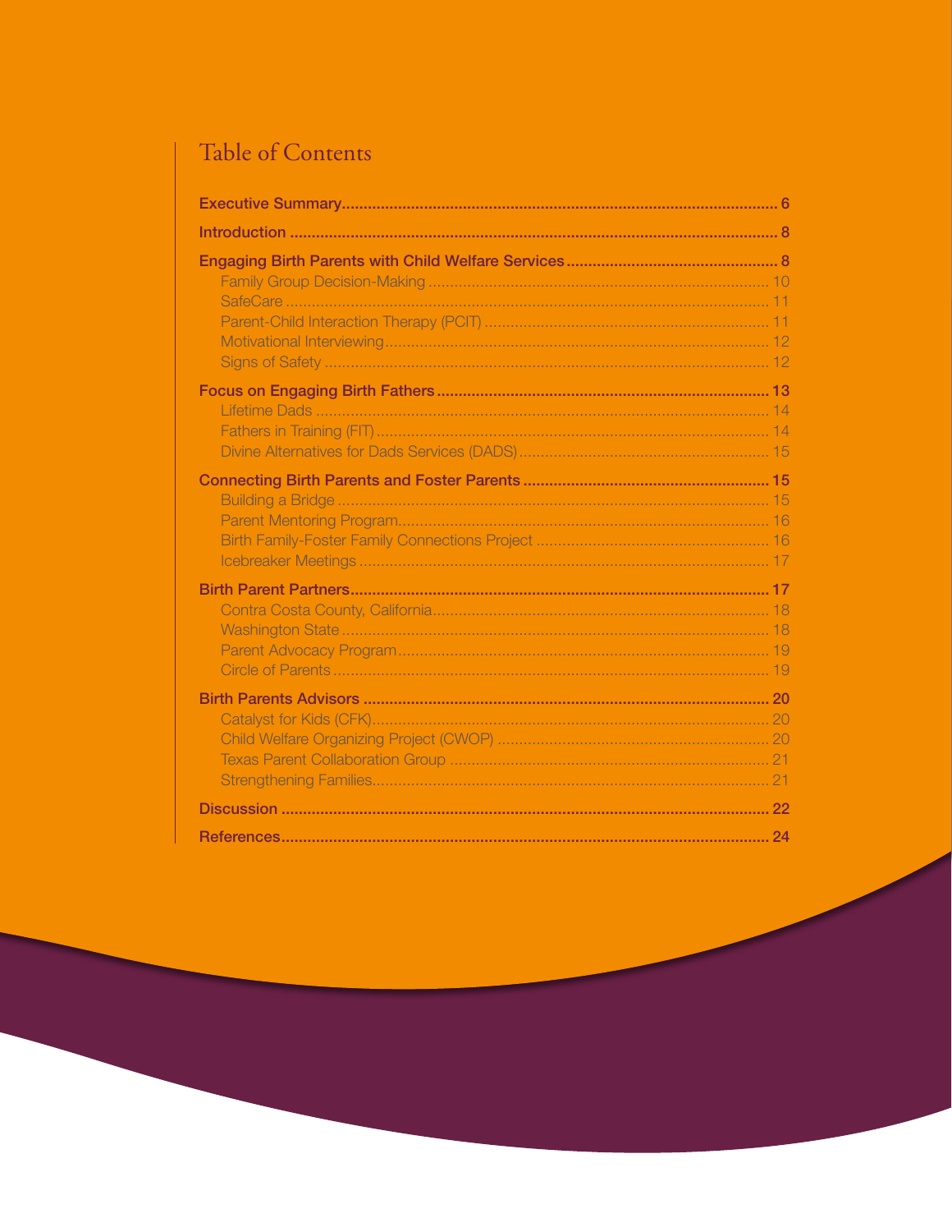# Table of Contents

**Executive Summary** ... 6

**Introduction** ... 8

**Engaging Birth Parents with Child Welfare Services** ... 8
- Family Group Decision-Making ... 10
- SafeCare ... 11
- Parent-Child Interaction Therapy (PCIT) ... 11
- Motivational Interviewing ... 12
- Signs of Safety ... 12

**Focus on Engaging Birth Fathers** ... 13
- Lifetime Dads ... 14
- Fathers in Training (FIT) ... 14
- Divine Alternatives for Dads Services (DADS) ... 15

**Connecting Birth Parents and Foster Parents** ... 15
- Building a Bridge ... 15
- Parent Mentoring Program ... 16
- Birth Family-Foster Family Connections Project ... 16
- Icebreaker Meetings ... 17

**Birth Parent Partners** ... 17
- Contra Costa County, California ... 18
- Washington State ... 18
- Parent Advocacy Program ... 19
- Circle of Parents ... 19

**Birth Parents Advisors** ... 20
- Catalyst for Kids (CFK) ... 20
- Child Welfare Organizing Project (CWOP) ... 20
- Texas Parent Collaboration Group ... 21
- Strengthening Families ... 21

**Discussion** ... 22

**References** ... 24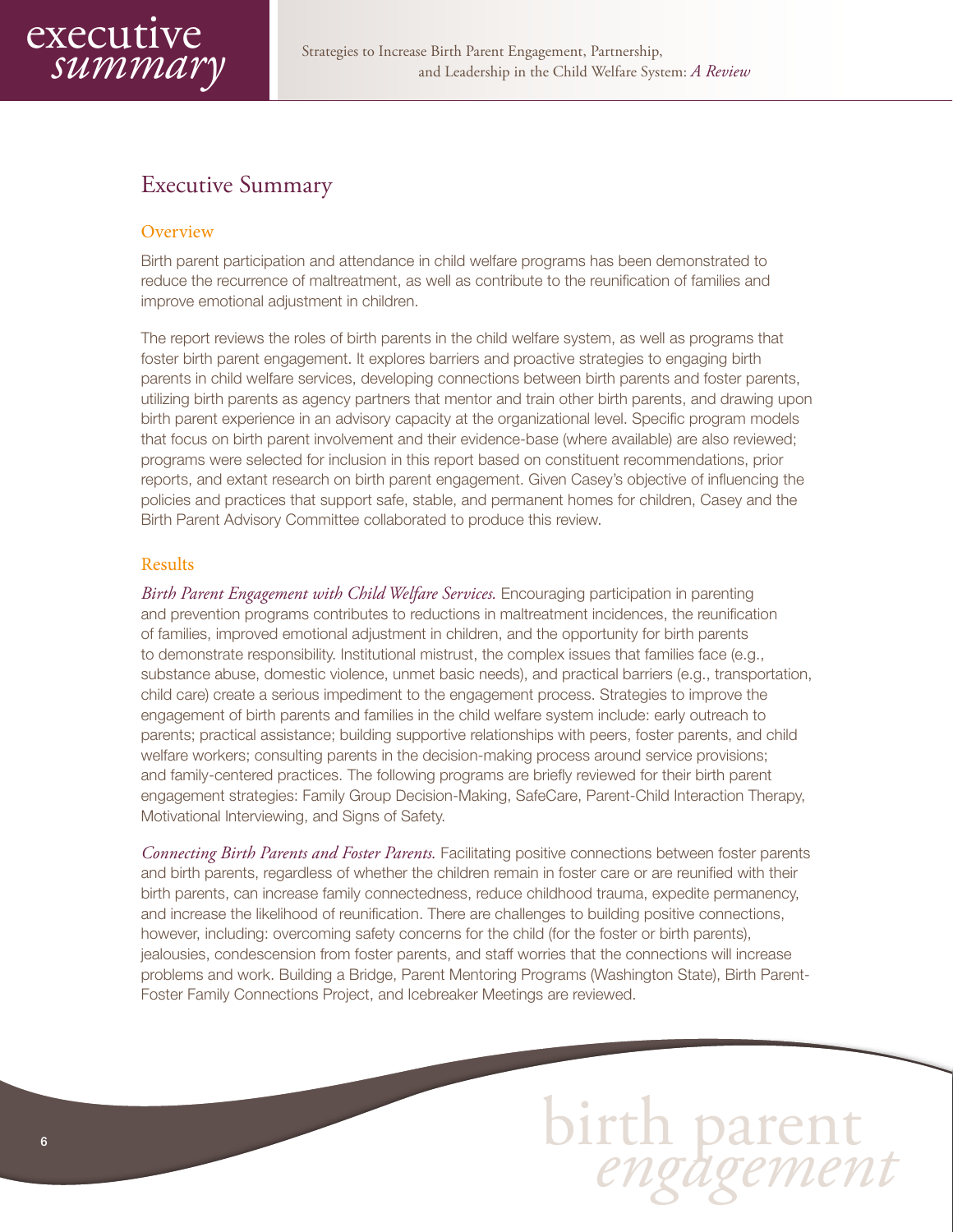# Executive Summary

## Overview

Birth parent participation and attendance in child welfare programs has been demonstrated to reduce the recurrence of maltreatment, as well as contribute to the reunification of families and improve emotional adjustment in children.

The report reviews the roles of birth parents in the child welfare system, as well as programs that foster birth parent engagement. It explores barriers and proactive strategies to engaging birth parents in child welfare services, developing connections between birth parents and foster parents, utilizing birth parents as agency partners that mentor and train other birth parents, and drawing upon birth parent experience in an advisory capacity at the organizational level. Specific program models that focus on birth parent involvement and their evidence-base (where available) are also reviewed; programs were selected for inclusion in this report based on constituent recommendations, prior reports, and extant research on birth parent engagement. Given Casey's objective of influencing the policies and practices that support safe, stable, and permanent homes for children, Casey and the Birth Parent Advisory Committee collaborated to produce this review.

## Results

*Birth Parent Engagement with Child Welfare Services.* Encouraging participation in parenting and prevention programs contributes to reductions in maltreatment incidences, the reunification of families, improved emotional adjustment in children, and the opportunity for birth parents to demonstrate responsibility. Institutional mistrust, the complex issues that families face (e.g., substance abuse, domestic violence, unmet basic needs), and practical barriers (e.g., transportation, child care) create a serious impediment to the engagement process. Strategies to improve the engagement of birth parents and families in the child welfare system include: early outreach to parents; practical assistance; building supportive relationships with peers, foster parents, and child welfare workers; consulting parents in the decision-making process around service provisions; and family-centered practices. The following programs are briefly reviewed for their birth parent engagement strategies: Family Group Decision-Making, SafeCare, Parent-Child Interaction Therapy, Motivational Interviewing, and Signs of Safety.

*Connecting Birth Parents and Foster Parents.* Facilitating positive connections between foster parents and birth parents, regardless of whether the children remain in foster care or are reunified with their birth parents, can increase family connectedness, reduce childhood trauma, expedite permanency, and increase the likelihood of reunification. There are challenges to building positive connections, however, including: overcoming safety concerns for the child (for the foster or birth parents), jealousies, condescension from foster parents, and staff worries that the connections will increase problems and work. Building a Bridge, Parent Mentoring Programs (Washington State), Birth Parent-Foster Family Connections Project, and Icebreaker Meetings are reviewed.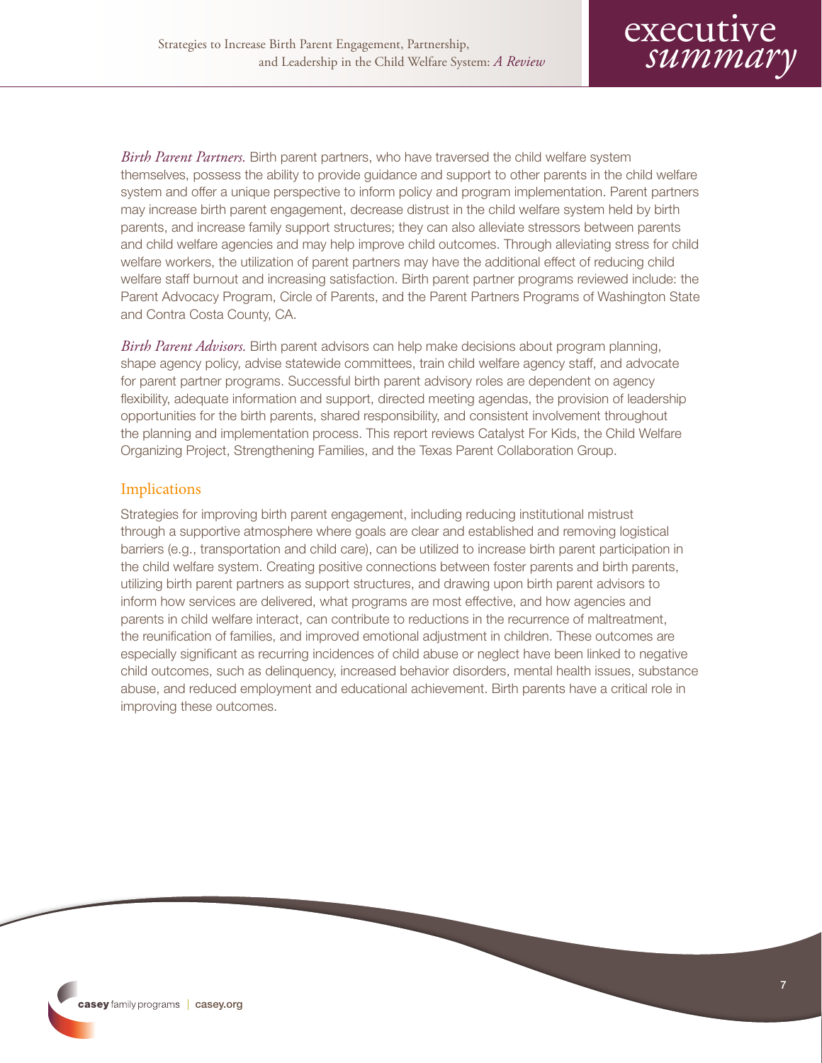*Birth Parent Partners.* Birth parent partners, who have traversed the child welfare system themselves, possess the ability to provide guidance and support to other parents in the child welfare system and offer a unique perspective to inform policy and program implementation. Parent partners may increase birth parent engagement, decrease distrust in the child welfare system held by birth parents, and increase family support structures; they can also alleviate stressors between parents and child welfare agencies and may help improve child outcomes. Through alleviating stress for child welfare workers, the utilization of parent partners may have the additional effect of reducing child welfare staff burnout and increasing satisfaction. Birth parent partner programs reviewed include: the Parent Advocacy Program, Circle of Parents, and the Parent Partners Programs of Washington State and Contra Costa County, CA.

*Birth Parent Advisors.* Birth parent advisors can help make decisions about program planning, shape agency policy, advise statewide committees, train child welfare agency staff, and advocate for parent partner programs. Successful birth parent advisory roles are dependent on agency flexibility, adequate information and support, directed meeting agendas, the provision of leadership opportunities for the birth parents, shared responsibility, and consistent involvement throughout the planning and implementation process. This report reviews Catalyst For Kids, the Child Welfare Organizing Project, Strengthening Families, and the Texas Parent Collaboration Group.

## Implications

Strategies for improving birth parent engagement, including reducing institutional mistrust through a supportive atmosphere where goals are clear and established and removing logistical barriers (e.g., transportation and child care), can be utilized to increase birth parent participation in the child welfare system. Creating positive connections between foster parents and birth parents, utilizing birth parent partners as support structures, and drawing upon birth parent advisors to inform how services are delivered, what programs are most effective, and how agencies and parents in child welfare interact, can contribute to reductions in the recurrence of maltreatment, the reunification of families, and improved emotional adjustment in children. These outcomes are especially significant as recurring incidences of child abuse or neglect have been linked to negative child outcomes, such as delinquency, increased behavior disorders, mental health issues, substance abuse, and reduced employment and educational achievement. Birth parents have a critical role in improving these outcomes.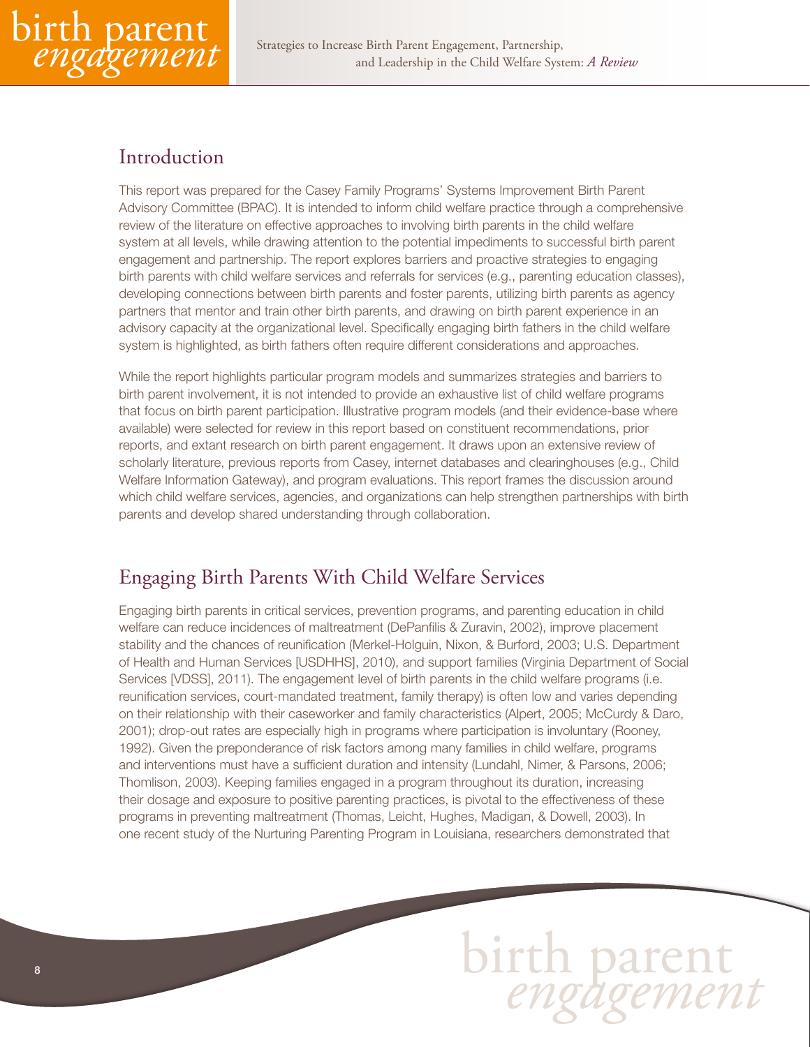## Introduction

This report was prepared for the Casey Family Programs' Systems Improvement Birth Parent Advisory Committee (BPAC). It is intended to inform child welfare practice through a comprehensive review of the literature on effective approaches to involving birth parents in the child welfare system at all levels, while drawing attention to the potential impediments to successful birth parent engagement and partnership. The report explores barriers and proactive strategies to engaging birth parents with child welfare services and referrals for services (e.g., parenting education classes), developing connections between birth parents and foster parents, utilizing birth parents as agency partners that mentor and train other birth parents, and drawing on birth parent experience in an advisory capacity at the organizational level. Specifically engaging birth fathers in the child welfare system is highlighted, as birth fathers often require different considerations and approaches.

While the report highlights particular program models and summarizes strategies and barriers to birth parent involvement, it is not intended to provide an exhaustive list of child welfare programs that focus on birth parent participation. Illustrative program models (and their evidence-base where available) were selected for review in this report based on constituent recommendations, prior reports, and extant research on birth parent engagement. It draws upon an extensive review of scholarly literature, previous reports from Casey, internet databases and clearinghouses (e.g., Child Welfare Information Gateway), and program evaluations. This report frames the discussion around which child welfare services, agencies, and organizations can help strengthen partnerships with birth parents and develop shared understanding through collaboration.

## Engaging Birth Parents With Child Welfare Services

Engaging birth parents in critical services, prevention programs, and parenting education in child welfare can reduce incidences of maltreatment (DePanfilis & Zuravin, 2002), improve placement stability and the chances of reunification (Merkel-Holguin, Nixon, & Burford, 2003; U.S. Department of Health and Human Services [USDHHS], 2010), and support families (Virginia Department of Social Services [VDSS], 2011). The engagement level of birth parents in the child welfare programs (i.e. reunification services, court-mandated treatment, family therapy) is often low and varies depending on their relationship with their caseworker and family characteristics (Alpert, 2005; McCurdy & Daro, 2001); drop-out rates are especially high in programs where participation is involuntary (Rooney, 1992). Given the preponderance of risk factors among many families in child welfare, programs and interventions must have a sufficient duration and intensity (Lundahl, Nimer, & Parsons, 2006; Thomlison, 2003). Keeping families engaged in a program throughout its duration, increasing their dosage and exposure to positive parenting practices, is pivotal to the effectiveness of these programs in preventing maltreatment (Thomas, Leicht, Hughes, Madigan, & Dowell, 2003). In one recent study of the Nurturing Parenting Program in Louisiana, researchers demonstrated that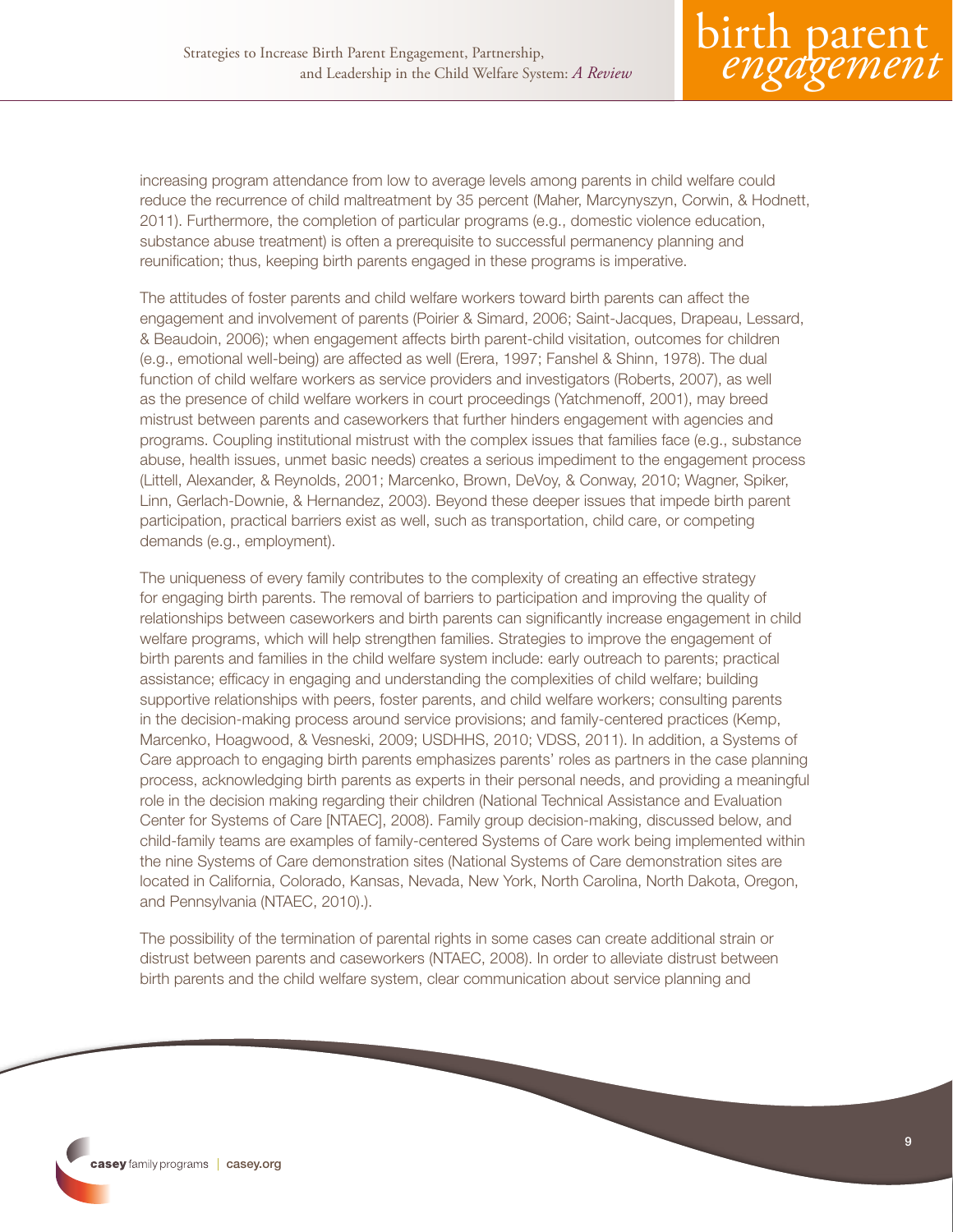increasing program attendance from low to average levels among parents in child welfare could reduce the recurrence of child maltreatment by 35 percent (Maher, Marcynyszyn, Corwin, & Hodnett, 2011). Furthermore, the completion of particular programs (e.g., domestic violence education, substance abuse treatment) is often a prerequisite to successful permanency planning and reunification; thus, keeping birth parents engaged in these programs is imperative.

The attitudes of foster parents and child welfare workers toward birth parents can affect the engagement and involvement of parents (Poirier & Simard, 2006; Saint-Jacques, Drapeau, Lessard, & Beaudoin, 2006); when engagement affects birth parent-child visitation, outcomes for children (e.g., emotional well-being) are affected as well (Erera, 1997; Fanshel & Shinn, 1978). The dual function of child welfare workers as service providers and investigators (Roberts, 2007), as well as the presence of child welfare workers in court proceedings (Yatchmenoff, 2001), may breed mistrust between parents and caseworkers that further hinders engagement with agencies and programs. Coupling institutional mistrust with the complex issues that families face (e.g., substance abuse, health issues, unmet basic needs) creates a serious impediment to the engagement process (Littell, Alexander, & Reynolds, 2001; Marcenko, Brown, DeVoy, & Conway, 2010; Wagner, Spiker, Linn, Gerlach-Downie, & Hernandez, 2003). Beyond these deeper issues that impede birth parent participation, practical barriers exist as well, such as transportation, child care, or competing demands (e.g., employment).

The uniqueness of every family contributes to the complexity of creating an effective strategy for engaging birth parents. The removal of barriers to participation and improving the quality of relationships between caseworkers and birth parents can significantly increase engagement in child welfare programs, which will help strengthen families. Strategies to improve the engagement of birth parents and families in the child welfare system include: early outreach to parents; practical assistance; efficacy in engaging and understanding the complexities of child welfare; building supportive relationships with peers, foster parents, and child welfare workers; consulting parents in the decision-making process around service provisions; and family-centered practices (Kemp, Marcenko, Hoagwood, & Vesneski, 2009; USDHHS, 2010; VDSS, 2011). In addition, a Systems of Care approach to engaging birth parents emphasizes parents' roles as partners in the case planning process, acknowledging birth parents as experts in their personal needs, and providing a meaningful role in the decision making regarding their children (National Technical Assistance and Evaluation Center for Systems of Care [NTAEC], 2008). Family group decision-making, discussed below, and child-family teams are examples of family-centered Systems of Care work being implemented within the nine Systems of Care demonstration sites (National Systems of Care demonstration sites are located in California, Colorado, Kansas, Nevada, New York, North Carolina, North Dakota, Oregon, and Pennsylvania (NTAEC, 2010).).

The possibility of the termination of parental rights in some cases can create additional strain or distrust between parents and caseworkers (NTAEC, 2008). In order to alleviate distrust between birth parents and the child welfare system, clear communication about service planning and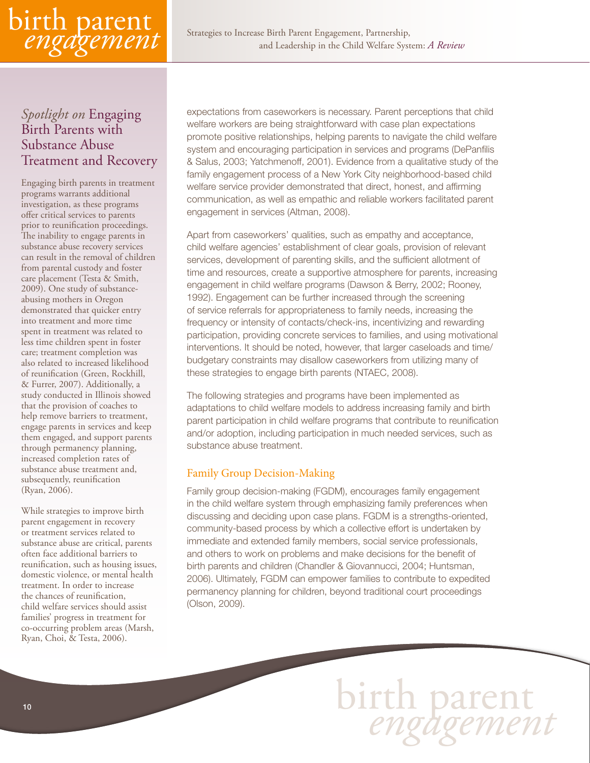## *Spotlight on* Engaging Birth Parents with Substance Abuse Treatment and Recovery

Engaging birth parents in treatment programs warrants additional investigation, as these programs offer critical services to parents prior to reunification proceedings. The inability to engage parents in substance abuse recovery services can result in the removal of children from parental custody and foster care placement (Testa & Smith, 2009). One study of substance-abusing mothers in Oregon demonstrated that quicker entry into treatment and more time spent in treatment was related to less time children spent in foster care; treatment completion was also related to increased likelihood of reunification (Green, Rockhill, & Furrer, 2007). Additionally, a study conducted in Illinois showed that the provision of coaches to help remove barriers to treatment, engage parents in services and keep them engaged, and support parents through permanency planning, increased completion rates of substance abuse treatment and, subsequently, reunification (Ryan, 2006).

While strategies to improve birth parent engagement in recovery or treatment services related to substance abuse are critical, parents often face additional barriers to reunification, such as housing issues, domestic violence, or mental health treatment. In order to increase the chances of reunification, child welfare services should assist families' progress in treatment for co-occurring problem areas (Marsh, Ryan, Choi, & Testa, 2006).

expectations from caseworkers is necessary. Parent perceptions that child welfare workers are being straightforward with case plan expectations promote positive relationships, helping parents to navigate the child welfare system and encouraging participation in services and programs (DePanfilis & Salus, 2003; Yatchmenoff, 2001). Evidence from a qualitative study of the family engagement process of a New York City neighborhood-based child welfare service provider demonstrated that direct, honest, and affirming communication, as well as empathic and reliable workers facilitated parent engagement in services (Altman, 2008).

Apart from caseworkers' qualities, such as empathy and acceptance, child welfare agencies' establishment of clear goals, provision of relevant services, development of parenting skills, and the sufficient allotment of time and resources, create a supportive atmosphere for parents, increasing engagement in child welfare programs (Dawson & Berry, 2002; Rooney, 1992). Engagement can be further increased through the screening of service referrals for appropriateness to family needs, increasing the frequency or intensity of contacts/check-ins, incentivizing and rewarding participation, providing concrete services to families, and using motivational interventions. It should be noted, however, that larger caseloads and time/budgetary constraints may disallow caseworkers from utilizing many of these strategies to engage birth parents (NTAEC, 2008).

The following strategies and programs have been implemented as adaptations to child welfare models to address increasing family and birth parent participation in child welfare programs that contribute to reunification and/or adoption, including participation in much needed services, such as substance abuse treatment.

### Family Group Decision-Making

Family group decision-making (FGDM), encourages family engagement in the child welfare system through emphasizing family preferences when discussing and deciding upon case plans. FGDM is a strengths-oriented, community-based process by which a collective effort is undertaken by immediate and extended family members, social service professionals, and others to work on problems and make decisions for the benefit of birth parents and children (Chandler & Giovannucci, 2004; Huntsman, 2006). Ultimately, FGDM can empower families to contribute to expedited permanency planning for children, beyond traditional court proceedings (Olson, 2009).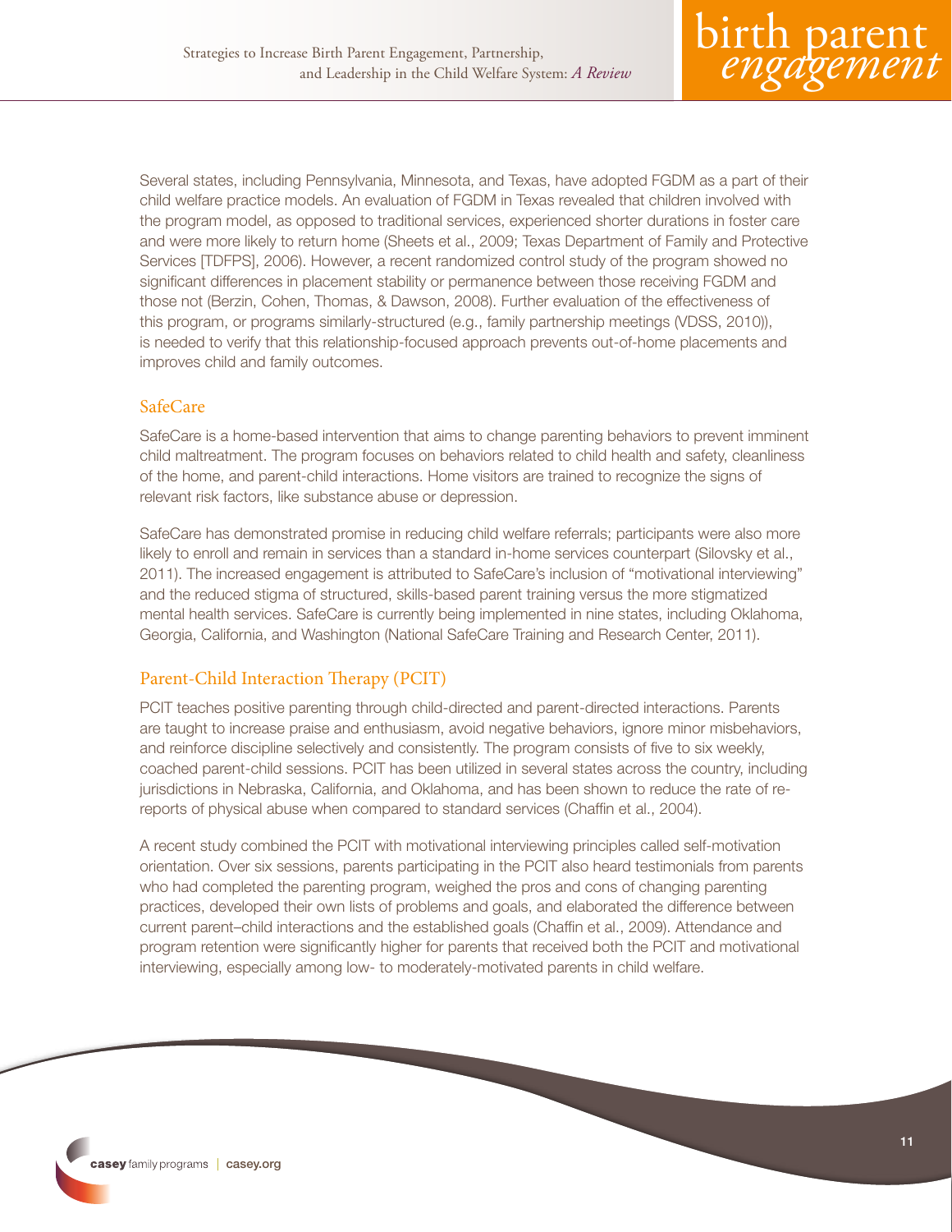Several states, including Pennsylvania, Minnesota, and Texas, have adopted FGDM as a part of their child welfare practice models. An evaluation of FGDM in Texas revealed that children involved with the program model, as opposed to traditional services, experienced shorter durations in foster care and were more likely to return home (Sheets et al., 2009; Texas Department of Family and Protective Services [TDFPS], 2006). However, a recent randomized control study of the program showed no significant differences in placement stability or permanence between those receiving FGDM and those not (Berzin, Cohen, Thomas, & Dawson, 2008). Further evaluation of the effectiveness of this program, or programs similarly-structured (e.g., family partnership meetings (VDSS, 2010)), is needed to verify that this relationship-focused approach prevents out-of-home placements and improves child and family outcomes.

## SafeCare

SafeCare is a home-based intervention that aims to change parenting behaviors to prevent imminent child maltreatment. The program focuses on behaviors related to child health and safety, cleanliness of the home, and parent-child interactions. Home visitors are trained to recognize the signs of relevant risk factors, like substance abuse or depression.

SafeCare has demonstrated promise in reducing child welfare referrals; participants were also more likely to enroll and remain in services than a standard in-home services counterpart (Silovsky et al., 2011). The increased engagement is attributed to SafeCare's inclusion of "motivational interviewing" and the reduced stigma of structured, skills-based parent training versus the more stigmatized mental health services. SafeCare is currently being implemented in nine states, including Oklahoma, Georgia, California, and Washington (National SafeCare Training and Research Center, 2011).

## Parent-Child Interaction Therapy (PCIT)

PCIT teaches positive parenting through child-directed and parent-directed interactions. Parents are taught to increase praise and enthusiasm, avoid negative behaviors, ignore minor misbehaviors, and reinforce discipline selectively and consistently. The program consists of five to six weekly, coached parent-child sessions. PCIT has been utilized in several states across the country, including jurisdictions in Nebraska, California, and Oklahoma, and has been shown to reduce the rate of re-reports of physical abuse when compared to standard services (Chaffin et al., 2004).

A recent study combined the PCIT with motivational interviewing principles called self-motivation orientation. Over six sessions, parents participating in the PCIT also heard testimonials from parents who had completed the parenting program, weighed the pros and cons of changing parenting practices, developed their own lists of problems and goals, and elaborated the difference between current parent–child interactions and the established goals (Chaffin et al., 2009). Attendance and program retention were significantly higher for parents that received both the PCIT and motivational interviewing, especially among low- to moderately-motivated parents in child welfare.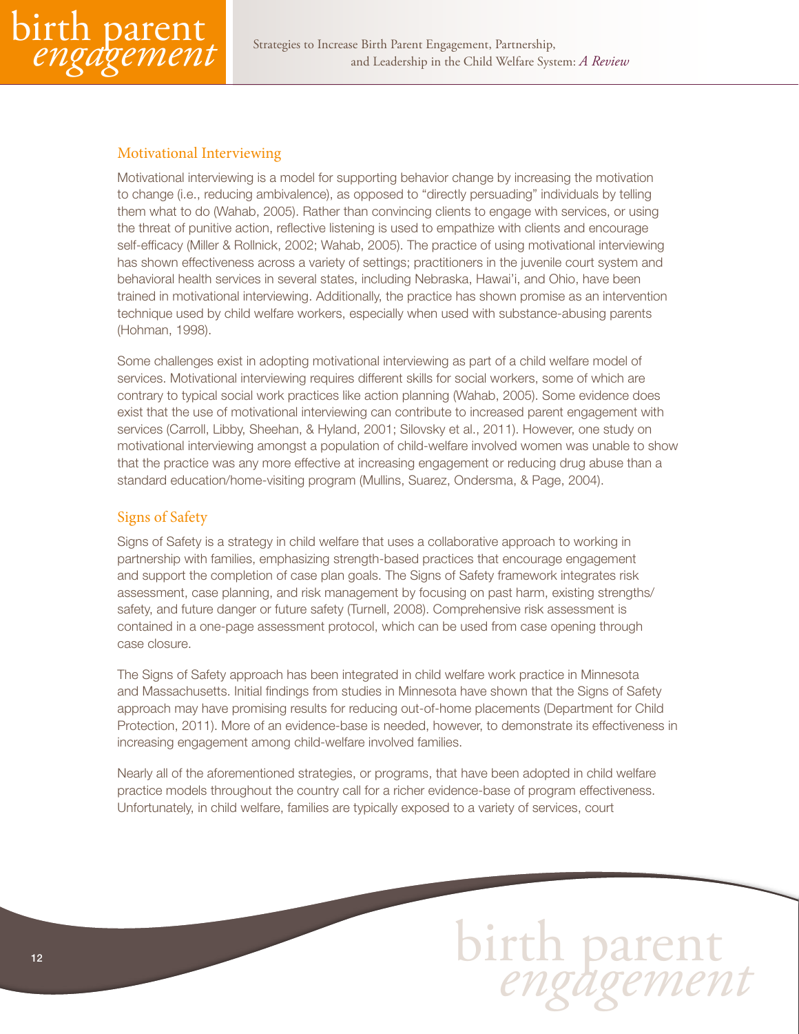## Motivational Interviewing

Motivational interviewing is a model for supporting behavior change by increasing the motivation to change (i.e., reducing ambivalence), as opposed to "directly persuading" individuals by telling them what to do (Wahab, 2005). Rather than convincing clients to engage with services, or using the threat of punitive action, reflective listening is used to empathize with clients and encourage self-efficacy (Miller & Rollnick, 2002; Wahab, 2005). The practice of using motivational interviewing has shown effectiveness across a variety of settings; practitioners in the juvenile court system and behavioral health services in several states, including Nebraska, Hawai'i, and Ohio, have been trained in motivational interviewing. Additionally, the practice has shown promise as an intervention technique used by child welfare workers, especially when used with substance-abusing parents (Hohman, 1998).

Some challenges exist in adopting motivational interviewing as part of a child welfare model of services. Motivational interviewing requires different skills for social workers, some of which are contrary to typical social work practices like action planning (Wahab, 2005). Some evidence does exist that the use of motivational interviewing can contribute to increased parent engagement with services (Carroll, Libby, Sheehan, & Hyland, 2001; Silovsky et al., 2011). However, one study on motivational interviewing amongst a population of child-welfare involved women was unable to show that the practice was any more effective at increasing engagement or reducing drug abuse than a standard education/home-visiting program (Mullins, Suarez, Ondersma, & Page, 2004).

## Signs of Safety

Signs of Safety is a strategy in child welfare that uses a collaborative approach to working in partnership with families, emphasizing strength-based practices that encourage engagement and support the completion of case plan goals. The Signs of Safety framework integrates risk assessment, case planning, and risk management by focusing on past harm, existing strengths/safety, and future danger or future safety (Turnell, 2008). Comprehensive risk assessment is contained in a one-page assessment protocol, which can be used from case opening through case closure.

The Signs of Safety approach has been integrated in child welfare work practice in Minnesota and Massachusetts. Initial findings from studies in Minnesota have shown that the Signs of Safety approach may have promising results for reducing out-of-home placements (Department for Child Protection, 2011). More of an evidence-base is needed, however, to demonstrate its effectiveness in increasing engagement among child-welfare involved families.

Nearly all of the aforementioned strategies, or programs, that have been adopted in child welfare practice models throughout the country call for a richer evidence-base of program effectiveness. Unfortunately, in child welfare, families are typically exposed to a variety of services, court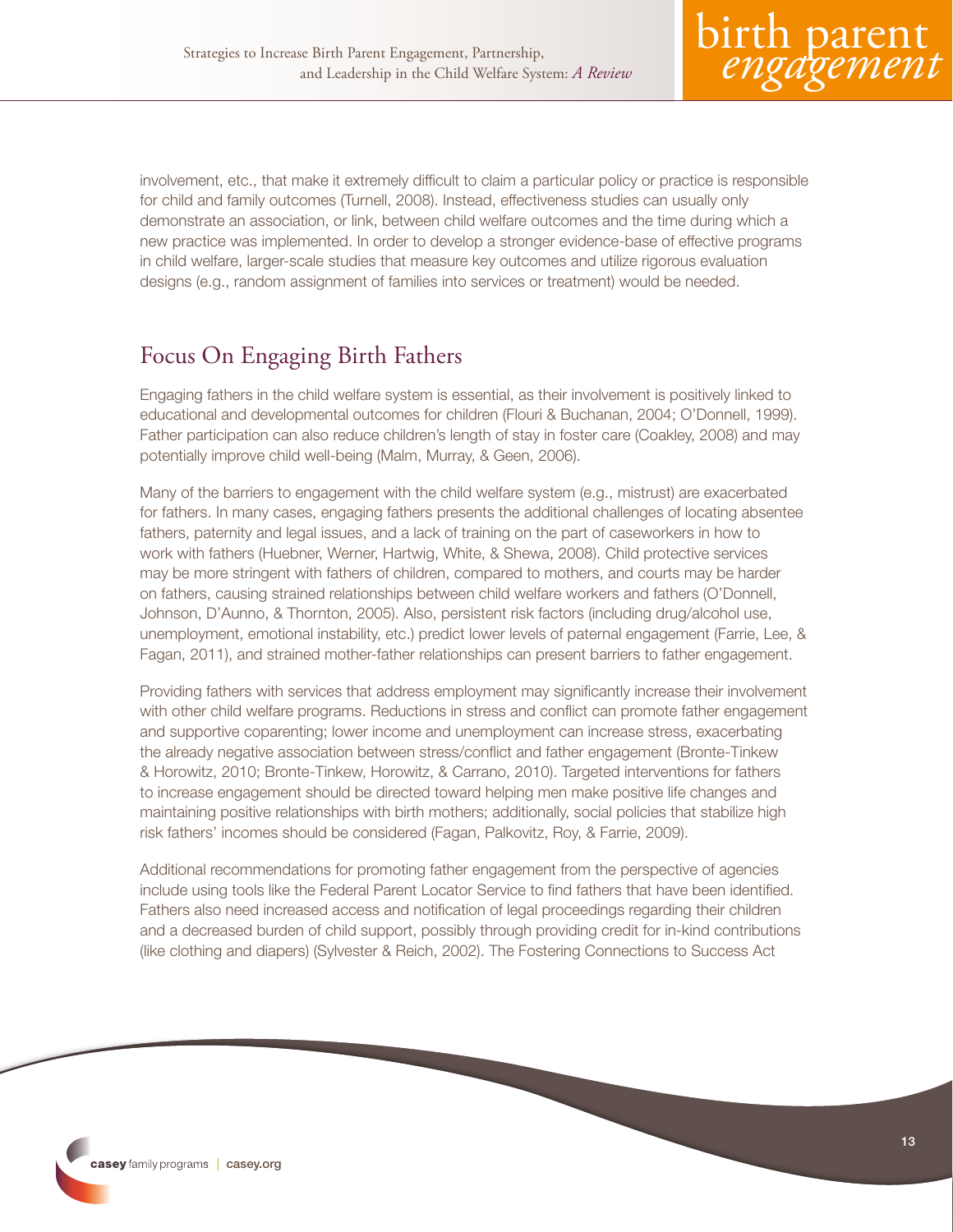involvement, etc., that make it extremely difficult to claim a particular policy or practice is responsible for child and family outcomes (Turnell, 2008). Instead, effectiveness studies can usually only demonstrate an association, or link, between child welfare outcomes and the time during which a new practice was implemented. In order to develop a stronger evidence-base of effective programs in child welfare, larger-scale studies that measure key outcomes and utilize rigorous evaluation designs (e.g., random assignment of families into services or treatment) would be needed.

## Focus On Engaging Birth Fathers

Engaging fathers in the child welfare system is essential, as their involvement is positively linked to educational and developmental outcomes for children (Flouri & Buchanan, 2004; O'Donnell, 1999). Father participation can also reduce children's length of stay in foster care (Coakley, 2008) and may potentially improve child well-being (Malm, Murray, & Geen, 2006).

Many of the barriers to engagement with the child welfare system (e.g., mistrust) are exacerbated for fathers. In many cases, engaging fathers presents the additional challenges of locating absentee fathers, paternity and legal issues, and a lack of training on the part of caseworkers in how to work with fathers (Huebner, Werner, Hartwig, White, & Shewa, 2008). Child protective services may be more stringent with fathers of children, compared to mothers, and courts may be harder on fathers, causing strained relationships between child welfare workers and fathers (O'Donnell, Johnson, D'Aunno, & Thornton, 2005). Also, persistent risk factors (including drug/alcohol use, unemployment, emotional instability, etc.) predict lower levels of paternal engagement (Farrie, Lee, & Fagan, 2011), and strained mother-father relationships can present barriers to father engagement.

Providing fathers with services that address employment may significantly increase their involvement with other child welfare programs. Reductions in stress and conflict can promote father engagement and supportive coparenting; lower income and unemployment can increase stress, exacerbating the already negative association between stress/conflict and father engagement (Bronte-Tinkew & Horowitz, 2010; Bronte-Tinkew, Horowitz, & Carrano, 2010). Targeted interventions for fathers to increase engagement should be directed toward helping men make positive life changes and maintaining positive relationships with birth mothers; additionally, social policies that stabilize high risk fathers' incomes should be considered (Fagan, Palkovitz, Roy, & Farrie, 2009).

Additional recommendations for promoting father engagement from the perspective of agencies include using tools like the Federal Parent Locator Service to find fathers that have been identified. Fathers also need increased access and notification of legal proceedings regarding their children and a decreased burden of child support, possibly through providing credit for in-kind contributions (like clothing and diapers) (Sylvester & Reich, 2002). The Fostering Connections to Success Act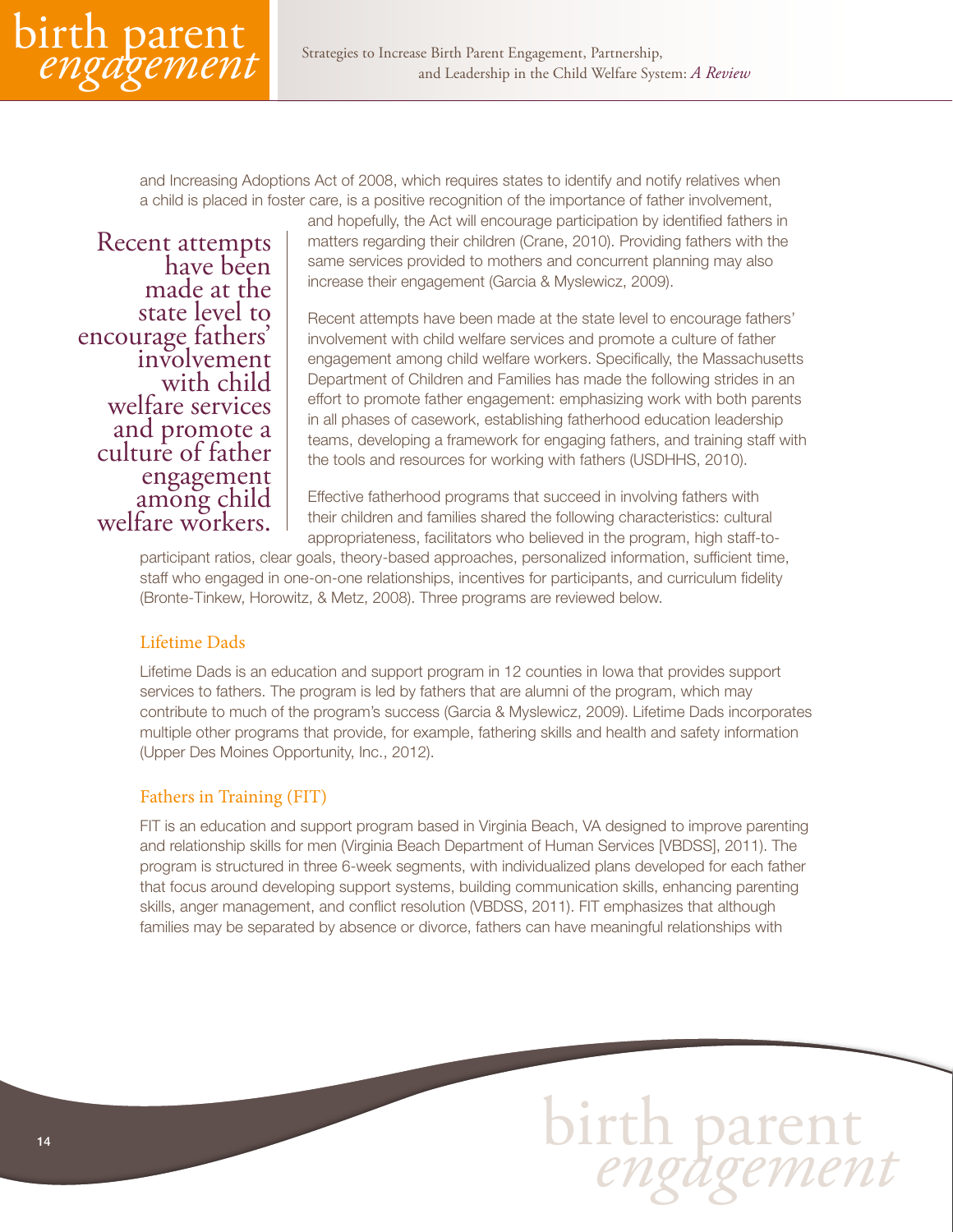and Increasing Adoptions Act of 2008, which requires states to identify and notify relatives when a child is placed in foster care, is a positive recognition of the importance of father involvement, and hopefully, the Act will encourage participation by identified fathers in matters regarding their children (Crane, 2010). Providing fathers with the same services provided to mothers and concurrent planning may also increase their engagement (Garcia & Myslewicz, 2009).

> Recent attempts have been made at the state level to encourage fathers' involvement with child welfare services and promote a culture of father engagement among child welfare workers.

Recent attempts have been made at the state level to encourage fathers' involvement with child welfare services and promote a culture of father engagement among child welfare workers. Specifically, the Massachusetts Department of Children and Families has made the following strides in an effort to promote father engagement: emphasizing work with both parents in all phases of casework, establishing fatherhood education leadership teams, developing a framework for engaging fathers, and training staff with the tools and resources for working with fathers (USDHHS, 2010).

Effective fatherhood programs that succeed in involving fathers with their children and families shared the following characteristics: cultural appropriateness, facilitators who believed in the program, high staff-to-participant ratios, clear goals, theory-based approaches, personalized information, sufficient time, staff who engaged in one-on-one relationships, incentives for participants, and curriculum fidelity (Bronte-Tinkew, Horowitz, & Metz, 2008). Three programs are reviewed below.

### Lifetime Dads

Lifetime Dads is an education and support program in 12 counties in Iowa that provides support services to fathers. The program is led by fathers that are alumni of the program, which may contribute to much of the program's success (Garcia & Myslewicz, 2009). Lifetime Dads incorporates multiple other programs that provide, for example, fathering skills and health and safety information (Upper Des Moines Opportunity, Inc., 2012).

### Fathers in Training (FIT)

FIT is an education and support program based in Virginia Beach, VA designed to improve parenting and relationship skills for men (Virginia Beach Department of Human Services [VBDSS], 2011). The program is structured in three 6-week segments, with individualized plans developed for each father that focus around developing support systems, building communication skills, enhancing parenting skills, anger management, and conflict resolution (VBDSS, 2011). FIT emphasizes that although families may be separated by absence or divorce, fathers can have meaningful relationships with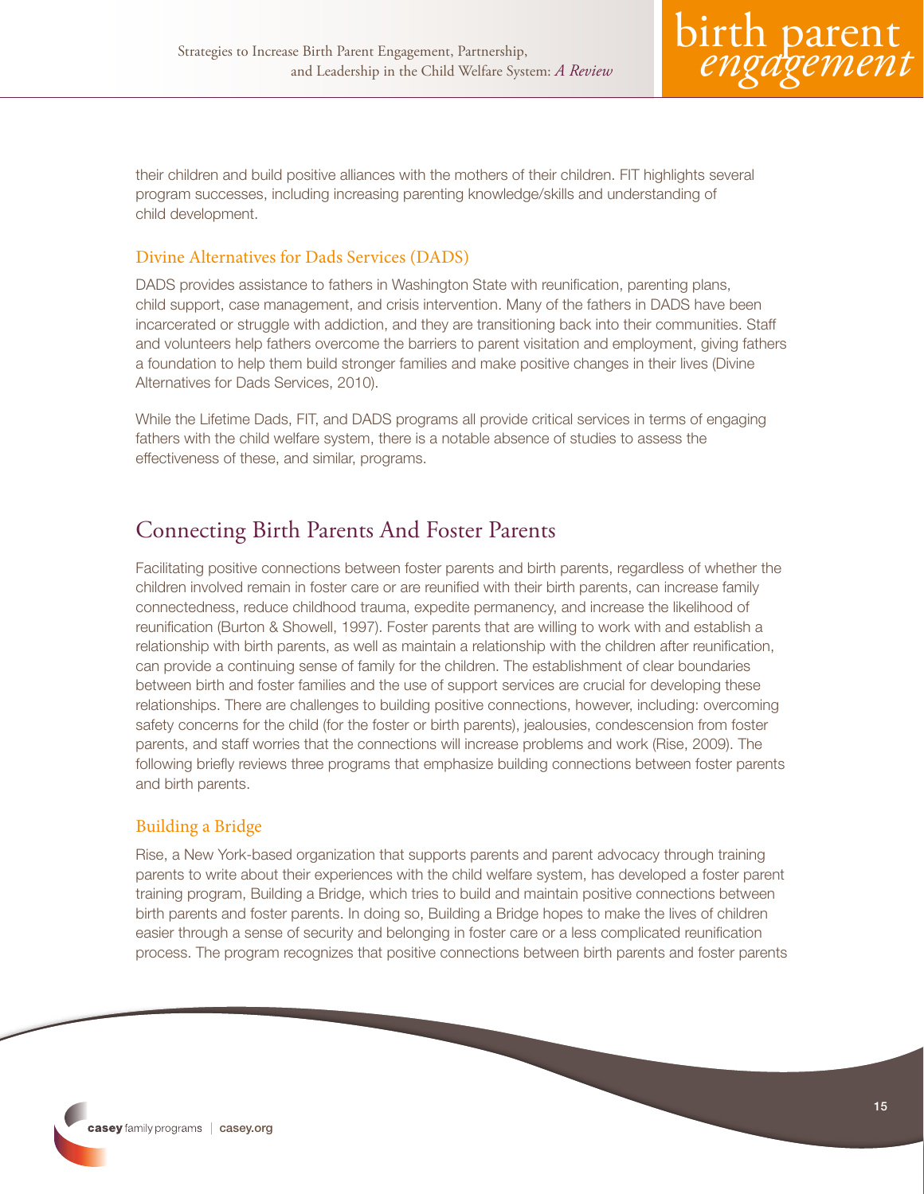their children and build positive alliances with the mothers of their children. FIT highlights several program successes, including increasing parenting knowledge/skills and understanding of child development.

### Divine Alternatives for Dads Services (DADS)

DADS provides assistance to fathers in Washington State with reunification, parenting plans, child support, case management, and crisis intervention. Many of the fathers in DADS have been incarcerated or struggle with addiction, and they are transitioning back into their communities. Staff and volunteers help fathers overcome the barriers to parent visitation and employment, giving fathers a foundation to help them build stronger families and make positive changes in their lives (Divine Alternatives for Dads Services, 2010).

While the Lifetime Dads, FIT, and DADS programs all provide critical services in terms of engaging fathers with the child welfare system, there is a notable absence of studies to assess the effectiveness of these, and similar, programs.

## Connecting Birth Parents And Foster Parents

Facilitating positive connections between foster parents and birth parents, regardless of whether the children involved remain in foster care or are reunified with their birth parents, can increase family connectedness, reduce childhood trauma, expedite permanency, and increase the likelihood of reunification (Burton & Showell, 1997). Foster parents that are willing to work with and establish a relationship with birth parents, as well as maintain a relationship with the children after reunification, can provide a continuing sense of family for the children. The establishment of clear boundaries between birth and foster families and the use of support services are crucial for developing these relationships. There are challenges to building positive connections, however, including: overcoming safety concerns for the child (for the foster or birth parents), jealousies, condescension from foster parents, and staff worries that the connections will increase problems and work (Rise, 2009). The following briefly reviews three programs that emphasize building connections between foster parents and birth parents.

### Building a Bridge

Rise, a New York-based organization that supports parents and parent advocacy through training parents to write about their experiences with the child welfare system, has developed a foster parent training program, Building a Bridge, which tries to build and maintain positive connections between birth parents and foster parents. In doing so, Building a Bridge hopes to make the lives of children easier through a sense of security and belonging in foster care or a less complicated reunification process. The program recognizes that positive connections between birth parents and foster parents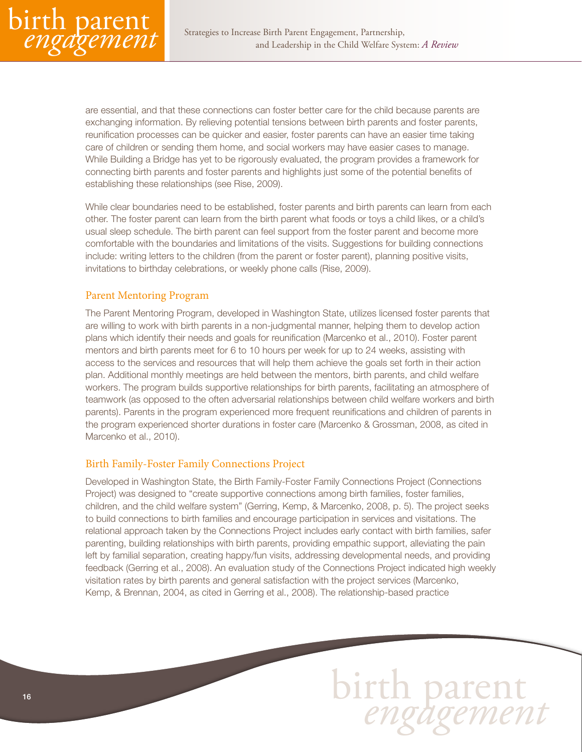are essential, and that these connections can foster better care for the child because parents are exchanging information. By relieving potential tensions between birth parents and foster parents, reunification processes can be quicker and easier, foster parents can have an easier time taking care of children or sending them home, and social workers may have easier cases to manage. While Building a Bridge has yet to be rigorously evaluated, the program provides a framework for connecting birth parents and foster parents and highlights just some of the potential benefits of establishing these relationships (see Rise, 2009).

While clear boundaries need to be established, foster parents and birth parents can learn from each other. The foster parent can learn from the birth parent what foods or toys a child likes, or a child's usual sleep schedule. The birth parent can feel support from the foster parent and become more comfortable with the boundaries and limitations of the visits. Suggestions for building connections include: writing letters to the children (from the parent or foster parent), planning positive visits, invitations to birthday celebrations, or weekly phone calls (Rise, 2009).

### Parent Mentoring Program

The Parent Mentoring Program, developed in Washington State, utilizes licensed foster parents that are willing to work with birth parents in a non-judgmental manner, helping them to develop action plans which identify their needs and goals for reunification (Marcenko et al., 2010). Foster parent mentors and birth parents meet for 6 to 10 hours per week for up to 24 weeks, assisting with access to the services and resources that will help them achieve the goals set forth in their action plan. Additional monthly meetings are held between the mentors, birth parents, and child welfare workers. The program builds supportive relationships for birth parents, facilitating an atmosphere of teamwork (as opposed to the often adversarial relationships between child welfare workers and birth parents). Parents in the program experienced more frequent reunifications and children of parents in the program experienced shorter durations in foster care (Marcenko & Grossman, 2008, as cited in Marcenko et al., 2010).

### Birth Family-Foster Family Connections Project

Developed in Washington State, the Birth Family-Foster Family Connections Project (Connections Project) was designed to "create supportive connections among birth families, foster families, children, and the child welfare system" (Gerring, Kemp, & Marcenko, 2008, p. 5). The project seeks to build connections to birth families and encourage participation in services and visitations. The relational approach taken by the Connections Project includes early contact with birth families, safer parenting, building relationships with birth parents, providing empathic support, alleviating the pain left by familial separation, creating happy/fun visits, addressing developmental needs, and providing feedback (Gerring et al., 2008). An evaluation study of the Connections Project indicated high weekly visitation rates by birth parents and general satisfaction with the project services (Marcenko, Kemp, & Brennan, 2004, as cited in Gerring et al., 2008). The relationship-based practice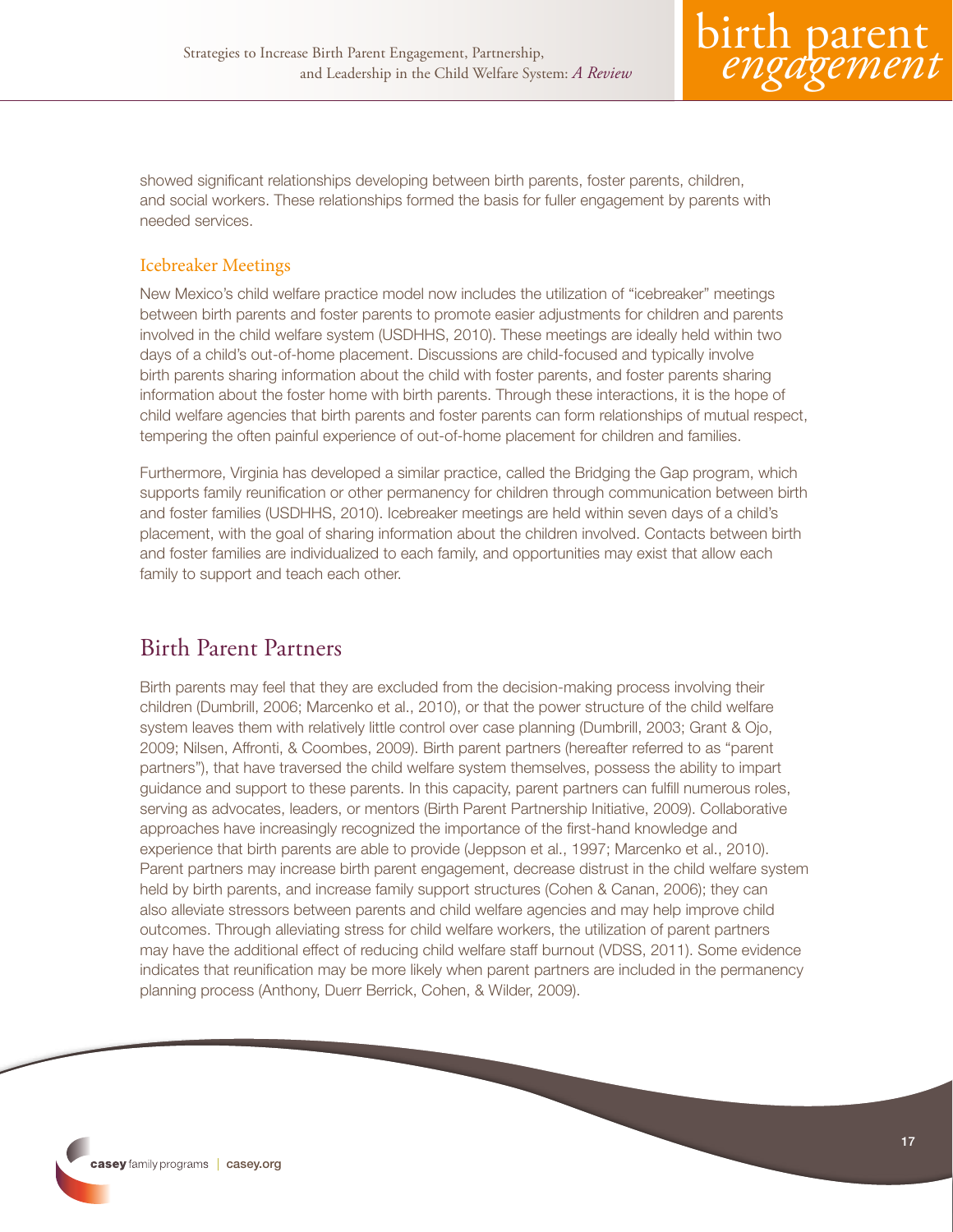showed significant relationships developing between birth parents, foster parents, children, and social workers. These relationships formed the basis for fuller engagement by parents with needed services.

### Icebreaker Meetings

New Mexico's child welfare practice model now includes the utilization of "icebreaker" meetings between birth parents and foster parents to promote easier adjustments for children and parents involved in the child welfare system (USDHHS, 2010). These meetings are ideally held within two days of a child's out-of-home placement. Discussions are child-focused and typically involve birth parents sharing information about the child with foster parents, and foster parents sharing information about the foster home with birth parents. Through these interactions, it is the hope of child welfare agencies that birth parents and foster parents can form relationships of mutual respect, tempering the often painful experience of out-of-home placement for children and families.

Furthermore, Virginia has developed a similar practice, called the Bridging the Gap program, which supports family reunification or other permanency for children through communication between birth and foster families (USDHHS, 2010). Icebreaker meetings are held within seven days of a child's placement, with the goal of sharing information about the children involved. Contacts between birth and foster families are individualized to each family, and opportunities may exist that allow each family to support and teach each other.

## Birth Parent Partners

Birth parents may feel that they are excluded from the decision-making process involving their children (Dumbrill, 2006; Marcenko et al., 2010), or that the power structure of the child welfare system leaves them with relatively little control over case planning (Dumbrill, 2003; Grant & Ojo, 2009; Nilsen, Affronti, & Coombes, 2009). Birth parent partners (hereafter referred to as "parent partners"), that have traversed the child welfare system themselves, possess the ability to impart guidance and support to these parents. In this capacity, parent partners can fulfill numerous roles, serving as advocates, leaders, or mentors (Birth Parent Partnership Initiative, 2009). Collaborative approaches have increasingly recognized the importance of the first-hand knowledge and experience that birth parents are able to provide (Jeppson et al., 1997; Marcenko et al., 2010). Parent partners may increase birth parent engagement, decrease distrust in the child welfare system held by birth parents, and increase family support structures (Cohen & Canan, 2006); they can also alleviate stressors between parents and child welfare agencies and may help improve child outcomes. Through alleviating stress for child welfare workers, the utilization of parent partners may have the additional effect of reducing child welfare staff burnout (VDSS, 2011). Some evidence indicates that reunification may be more likely when parent partners are included in the permanency planning process (Anthony, Duerr Berrick, Cohen, & Wilder, 2009).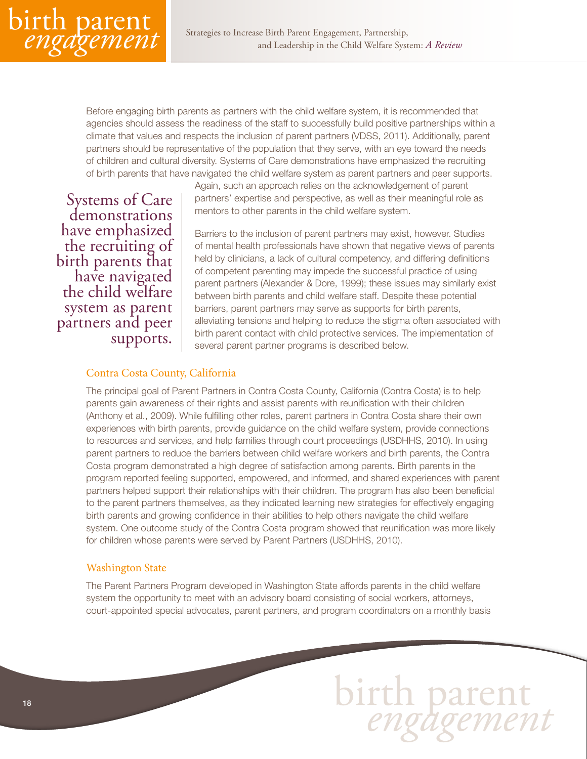Before engaging birth parents as partners with the child welfare system, it is recommended that agencies should assess the readiness of the staff to successfully build positive partnerships within a climate that values and respects the inclusion of parent partners (VDSS, 2011). Additionally, parent partners should be representative of the population that they serve, with an eye toward the needs of children and cultural diversity. Systems of Care demonstrations have emphasized the recruiting of birth parents that have navigated the child welfare system as parent partners and peer supports. Again, such an approach relies on the acknowledgement of parent partners' expertise and perspective, as well as their meaningful role as mentors to other parents in the child welfare system.

> Systems of Care demonstrations have emphasized the recruiting of birth parents that have navigated the child welfare system as parent partners and peer supports.

Barriers to the inclusion of parent partners may exist, however. Studies of mental health professionals have shown that negative views of parents held by clinicians, a lack of cultural competency, and differing definitions of competent parenting may impede the successful practice of using parent partners (Alexander & Dore, 1999); these issues may similarly exist between birth parents and child welfare staff. Despite these potential barriers, parent partners may serve as supports for birth parents, alleviating tensions and helping to reduce the stigma often associated with birth parent contact with child protective services. The implementation of several parent partner programs is described below.

### Contra Costa County, California

The principal goal of Parent Partners in Contra Costa County, California (Contra Costa) is to help parents gain awareness of their rights and assist parents with reunification with their children (Anthony et al., 2009). While fulfilling other roles, parent partners in Contra Costa share their own experiences with birth parents, provide guidance on the child welfare system, provide connections to resources and services, and help families through court proceedings (USDHHS, 2010). In using parent partners to reduce the barriers between child welfare workers and birth parents, the Contra Costa program demonstrated a high degree of satisfaction among parents. Birth parents in the program reported feeling supported, empowered, and informed, and shared experiences with parent partners helped support their relationships with their children. The program has also been beneficial to the parent partners themselves, as they indicated learning new strategies for effectively engaging birth parents and growing confidence in their abilities to help others navigate the child welfare system. One outcome study of the Contra Costa program showed that reunification was more likely for children whose parents were served by Parent Partners (USDHHS, 2010).

### Washington State

The Parent Partners Program developed in Washington State affords parents in the child welfare system the opportunity to meet with an advisory board consisting of social workers, attorneys, court-appointed special advocates, parent partners, and program coordinators on a monthly basis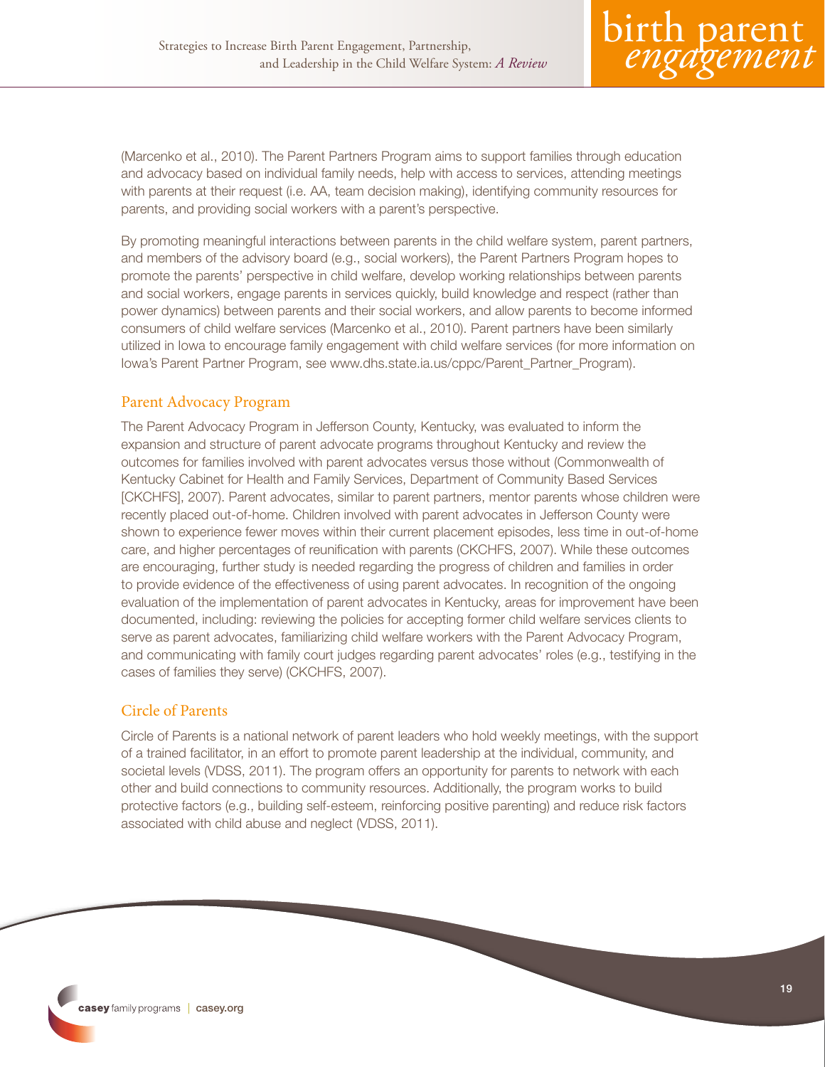(Marcenko et al., 2010). The Parent Partners Program aims to support families through education and advocacy based on individual family needs, help with access to services, attending meetings with parents at their request (i.e. AA, team decision making), identifying community resources for parents, and providing social workers with a parent's perspective.

By promoting meaningful interactions between parents in the child welfare system, parent partners, and members of the advisory board (e.g., social workers), the Parent Partners Program hopes to promote the parents' perspective in child welfare, develop working relationships between parents and social workers, engage parents in services quickly, build knowledge and respect (rather than power dynamics) between parents and their social workers, and allow parents to become informed consumers of child welfare services (Marcenko et al., 2010). Parent partners have been similarly utilized in Iowa to encourage family engagement with child welfare services (for more information on Iowa's Parent Partner Program, see www.dhs.state.ia.us/cppc/Parent_Partner_Program).

### Parent Advocacy Program

The Parent Advocacy Program in Jefferson County, Kentucky, was evaluated to inform the expansion and structure of parent advocate programs throughout Kentucky and review the outcomes for families involved with parent advocates versus those without (Commonwealth of Kentucky Cabinet for Health and Family Services, Department of Community Based Services [CKCHFS], 2007). Parent advocates, similar to parent partners, mentor parents whose children were recently placed out-of-home. Children involved with parent advocates in Jefferson County were shown to experience fewer moves within their current placement episodes, less time in out-of-home care, and higher percentages of reunification with parents (CKCHFS, 2007). While these outcomes are encouraging, further study is needed regarding the progress of children and families in order to provide evidence of the effectiveness of using parent advocates. In recognition of the ongoing evaluation of the implementation of parent advocates in Kentucky, areas for improvement have been documented, including: reviewing the policies for accepting former child welfare services clients to serve as parent advocates, familiarizing child welfare workers with the Parent Advocacy Program, and communicating with family court judges regarding parent advocates' roles (e.g., testifying in the cases of families they serve) (CKCHFS, 2007).

### Circle of Parents

Circle of Parents is a national network of parent leaders who hold weekly meetings, with the support of a trained facilitator, in an effort to promote parent leadership at the individual, community, and societal levels (VDSS, 2011). The program offers an opportunity for parents to network with each other and build connections to community resources. Additionally, the program works to build protective factors (e.g., building self-esteem, reinforcing positive parenting) and reduce risk factors associated with child abuse and neglect (VDSS, 2011).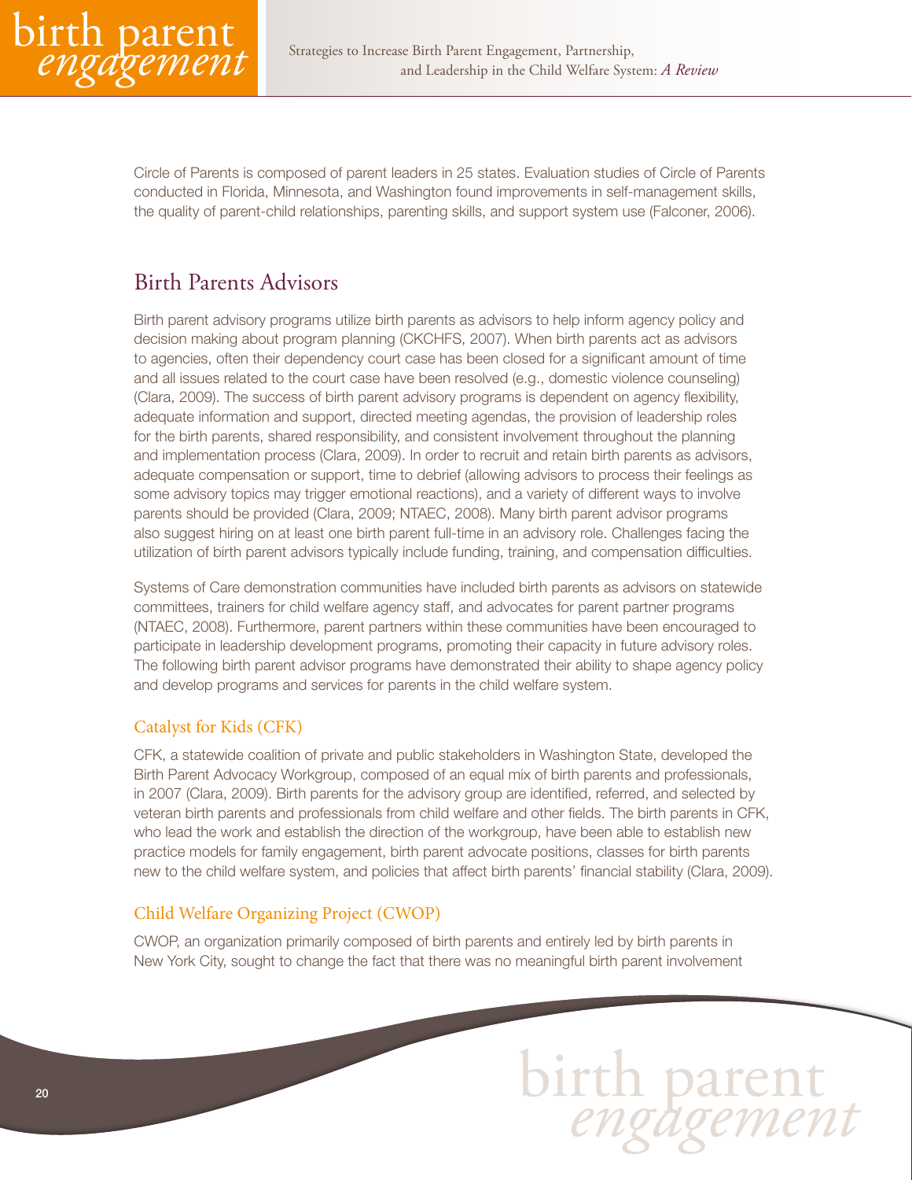Circle of Parents is composed of parent leaders in 25 states. Evaluation studies of Circle of Parents conducted in Florida, Minnesota, and Washington found improvements in self-management skills, the quality of parent-child relationships, parenting skills, and support system use (Falconer, 2006).

## Birth Parents Advisors

Birth parent advisory programs utilize birth parents as advisors to help inform agency policy and decision making about program planning (CKCHFS, 2007). When birth parents act as advisors to agencies, often their dependency court case has been closed for a significant amount of time and all issues related to the court case have been resolved (e.g., domestic violence counseling) (Clara, 2009). The success of birth parent advisory programs is dependent on agency flexibility, adequate information and support, directed meeting agendas, the provision of leadership roles for the birth parents, shared responsibility, and consistent involvement throughout the planning and implementation process (Clara, 2009). In order to recruit and retain birth parents as advisors, adequate compensation or support, time to debrief (allowing advisors to process their feelings as some advisory topics may trigger emotional reactions), and a variety of different ways to involve parents should be provided (Clara, 2009; NTAEC, 2008). Many birth parent advisor programs also suggest hiring on at least one birth parent full-time in an advisory role. Challenges facing the utilization of birth parent advisors typically include funding, training, and compensation difficulties.

Systems of Care demonstration communities have included birth parents as advisors on statewide committees, trainers for child welfare agency staff, and advocates for parent partner programs (NTAEC, 2008). Furthermore, parent partners within these communities have been encouraged to participate in leadership development programs, promoting their capacity in future advisory roles. The following birth parent advisor programs have demonstrated their ability to shape agency policy and develop programs and services for parents in the child welfare system.

### Catalyst for Kids (CFK)

CFK, a statewide coalition of private and public stakeholders in Washington State, developed the Birth Parent Advocacy Workgroup, composed of an equal mix of birth parents and professionals, in 2007 (Clara, 2009). Birth parents for the advisory group are identified, referred, and selected by veteran birth parents and professionals from child welfare and other fields. The birth parents in CFK, who lead the work and establish the direction of the workgroup, have been able to establish new practice models for family engagement, birth parent advocate positions, classes for birth parents new to the child welfare system, and policies that affect birth parents' financial stability (Clara, 2009).

### Child Welfare Organizing Project (CWOP)

CWOP, an organization primarily composed of birth parents and entirely led by birth parents in New York City, sought to change the fact that there was no meaningful birth parent involvement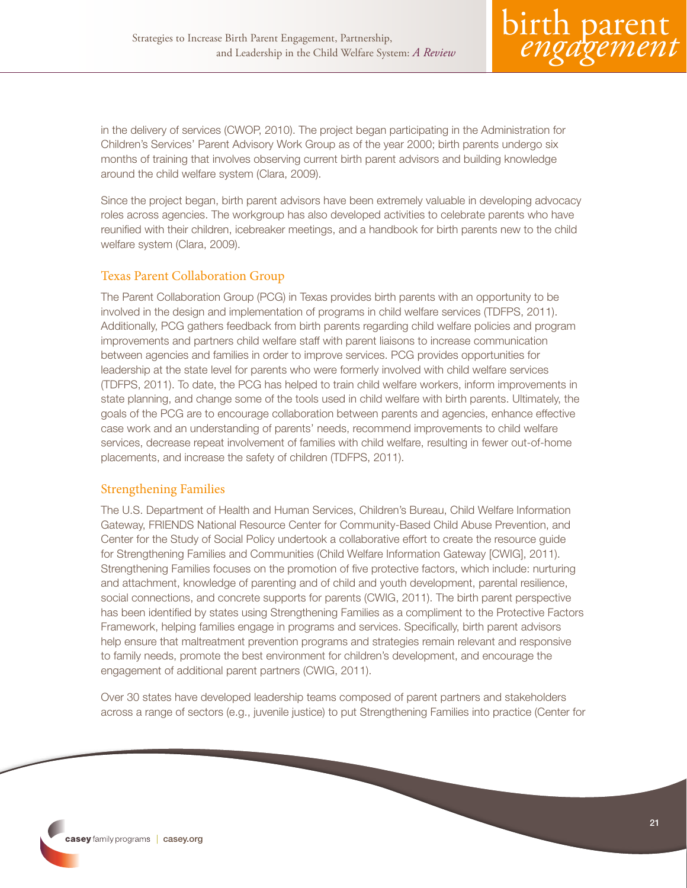in the delivery of services (CWOP, 2010). The project began participating in the Administration for Children's Services' Parent Advisory Work Group as of the year 2000; birth parents undergo six months of training that involves observing current birth parent advisors and building knowledge around the child welfare system (Clara, 2009).

Since the project began, birth parent advisors have been extremely valuable in developing advocacy roles across agencies. The workgroup has also developed activities to celebrate parents who have reunified with their children, icebreaker meetings, and a handbook for birth parents new to the child welfare system (Clara, 2009).

## Texas Parent Collaboration Group

The Parent Collaboration Group (PCG) in Texas provides birth parents with an opportunity to be involved in the design and implementation of programs in child welfare services (TDFPS, 2011). Additionally, PCG gathers feedback from birth parents regarding child welfare policies and program improvements and partners child welfare staff with parent liaisons to increase communication between agencies and families in order to improve services. PCG provides opportunities for leadership at the state level for parents who were formerly involved with child welfare services (TDFPS, 2011). To date, the PCG has helped to train child welfare workers, inform improvements in state planning, and change some of the tools used in child welfare with birth parents. Ultimately, the goals of the PCG are to encourage collaboration between parents and agencies, enhance effective case work and an understanding of parents' needs, recommend improvements to child welfare services, decrease repeat involvement of families with child welfare, resulting in fewer out-of-home placements, and increase the safety of children (TDFPS, 2011).

## Strengthening Families

The U.S. Department of Health and Human Services, Children's Bureau, Child Welfare Information Gateway, FRIENDS National Resource Center for Community-Based Child Abuse Prevention, and Center for the Study of Social Policy undertook a collaborative effort to create the resource guide for Strengthening Families and Communities (Child Welfare Information Gateway [CWIG], 2011). Strengthening Families focuses on the promotion of five protective factors, which include: nurturing and attachment, knowledge of parenting and of child and youth development, parental resilience, social connections, and concrete supports for parents (CWIG, 2011). The birth parent perspective has been identified by states using Strengthening Families as a compliment to the Protective Factors Framework, helping families engage in programs and services. Specifically, birth parent advisors help ensure that maltreatment prevention programs and strategies remain relevant and responsive to family needs, promote the best environment for children's development, and encourage the engagement of additional parent partners (CWIG, 2011).

Over 30 states have developed leadership teams composed of parent partners and stakeholders across a range of sectors (e.g., juvenile justice) to put Strengthening Families into practice (Center for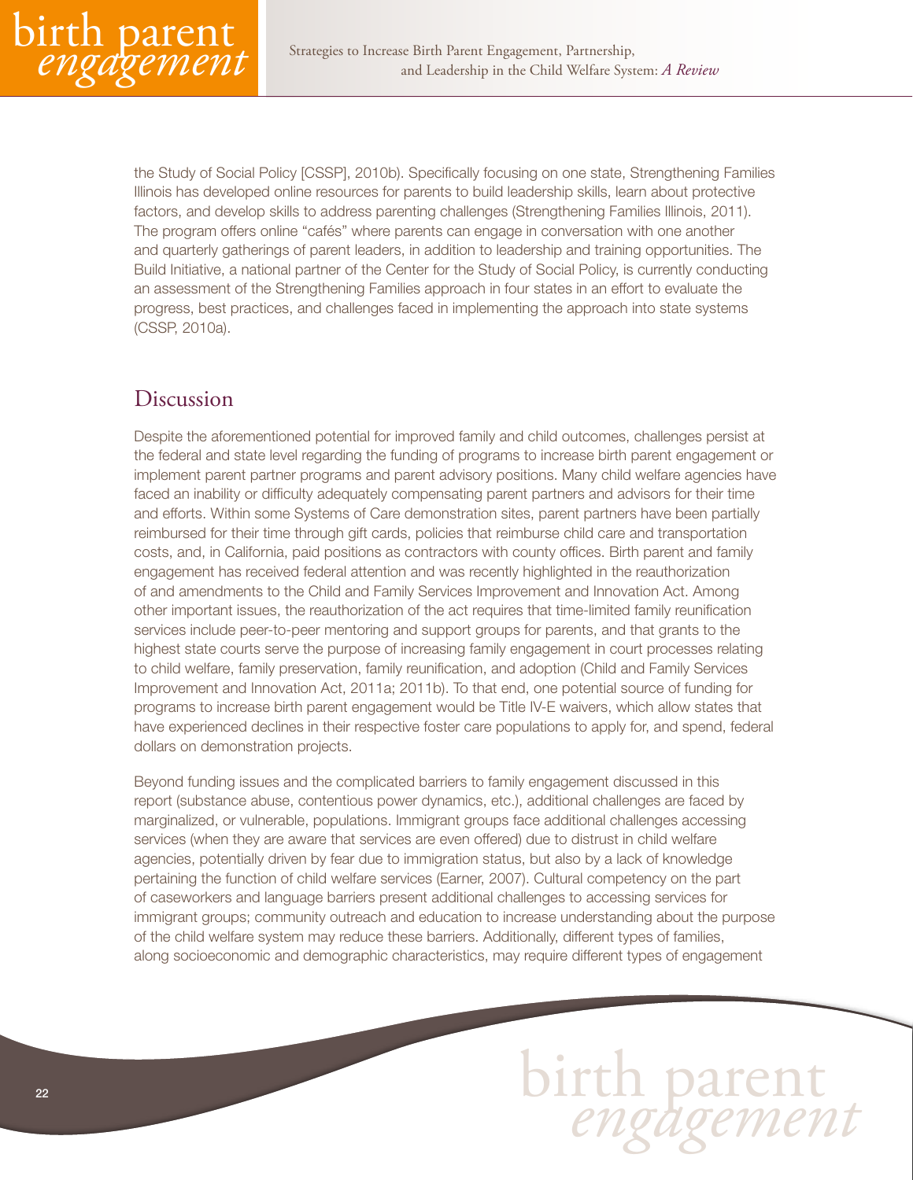the Study of Social Policy [CSSP], 2010b). Specifically focusing on one state, Strengthening Families Illinois has developed online resources for parents to build leadership skills, learn about protective factors, and develop skills to address parenting challenges (Strengthening Families Illinois, 2011). The program offers online "cafés" where parents can engage in conversation with one another and quarterly gatherings of parent leaders, in addition to leadership and training opportunities. The Build Initiative, a national partner of the Center for the Study of Social Policy, is currently conducting an assessment of the Strengthening Families approach in four states in an effort to evaluate the progress, best practices, and challenges faced in implementing the approach into state systems (CSSP, 2010a).

## Discussion

Despite the aforementioned potential for improved family and child outcomes, challenges persist at the federal and state level regarding the funding of programs to increase birth parent engagement or implement parent partner programs and parent advisory positions. Many child welfare agencies have faced an inability or difficulty adequately compensating parent partners and advisors for their time and efforts. Within some Systems of Care demonstration sites, parent partners have been partially reimbursed for their time through gift cards, policies that reimburse child care and transportation costs, and, in California, paid positions as contractors with county offices. Birth parent and family engagement has received federal attention and was recently highlighted in the reauthorization of and amendments to the Child and Family Services Improvement and Innovation Act. Among other important issues, the reauthorization of the act requires that time-limited family reunification services include peer-to-peer mentoring and support groups for parents, and that grants to the highest state courts serve the purpose of increasing family engagement in court processes relating to child welfare, family preservation, family reunification, and adoption (Child and Family Services Improvement and Innovation Act, 2011a; 2011b). To that end, one potential source of funding for programs to increase birth parent engagement would be Title IV-E waivers, which allow states that have experienced declines in their respective foster care populations to apply for, and spend, federal dollars on demonstration projects.

Beyond funding issues and the complicated barriers to family engagement discussed in this report (substance abuse, contentious power dynamics, etc.), additional challenges are faced by marginalized, or vulnerable, populations. Immigrant groups face additional challenges accessing services (when they are aware that services are even offered) due to distrust in child welfare agencies, potentially driven by fear due to immigration status, but also by a lack of knowledge pertaining the function of child welfare services (Earner, 2007). Cultural competency on the part of caseworkers and language barriers present additional challenges to accessing services for immigrant groups; community outreach and education to increase understanding about the purpose of the child welfare system may reduce these barriers. Additionally, different types of families, along socioeconomic and demographic characteristics, may require different types of engagement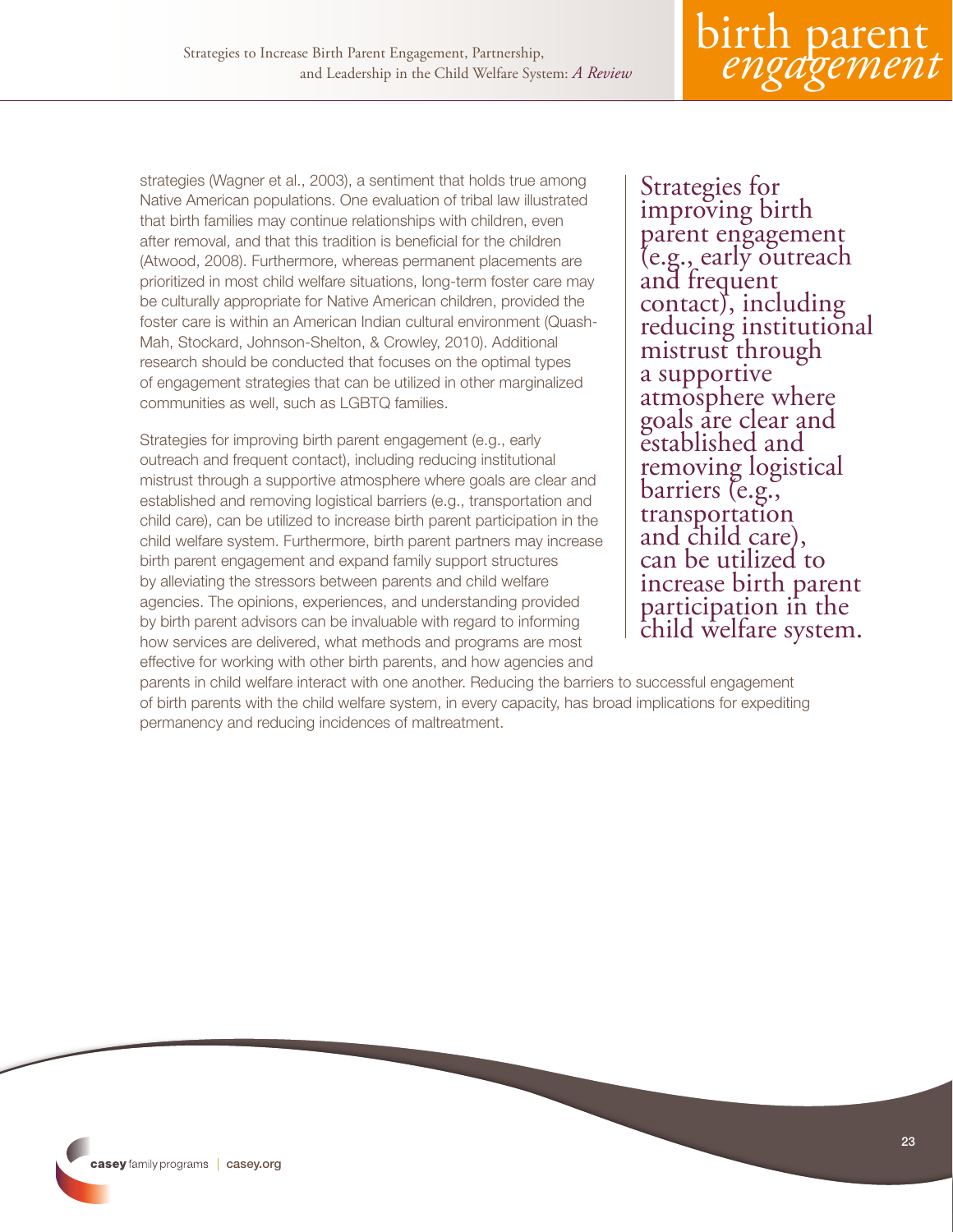strategies (Wagner et al., 2003), a sentiment that holds true among Native American populations. One evaluation of tribal law illustrated that birth families may continue relationships with children, even after removal, and that this tradition is beneficial for the children (Atwood, 2008). Furthermore, whereas permanent placements are prioritized in most child welfare situations, long-term foster care may be culturally appropriate for Native American children, provided the foster care is within an American Indian cultural environment (Quash-Mah, Stockard, Johnson-Shelton, & Crowley, 2010). Additional research should be conducted that focuses on the optimal types of engagement strategies that can be utilized in other marginalized communities as well, such as LGBTQ families.

> Strategies for improving birth parent engagement (e.g., early outreach and frequent contact), including reducing institutional mistrust through a supportive atmosphere where goals are clear and established and removing logistical barriers (e.g., transportation and child care), can be utilized to increase birth parent participation in the child welfare system.

Strategies for improving birth parent engagement (e.g., early outreach and frequent contact), including reducing institutional mistrust through a supportive atmosphere where goals are clear and established and removing logistical barriers (e.g., transportation and child care), can be utilized to increase birth parent participation in the child welfare system. Furthermore, birth parent partners may increase birth parent engagement and expand family support structures by alleviating the stressors between parents and child welfare agencies. The opinions, experiences, and understanding provided by birth parent advisors can be invaluable with regard to informing how services are delivered, what methods and programs are most effective for working with other birth parents, and how agencies and parents in child welfare interact with one another. Reducing the barriers to successful engagement of birth parents with the child welfare system, in every capacity, has broad implications for expediting permanency and reducing incidences of maltreatment.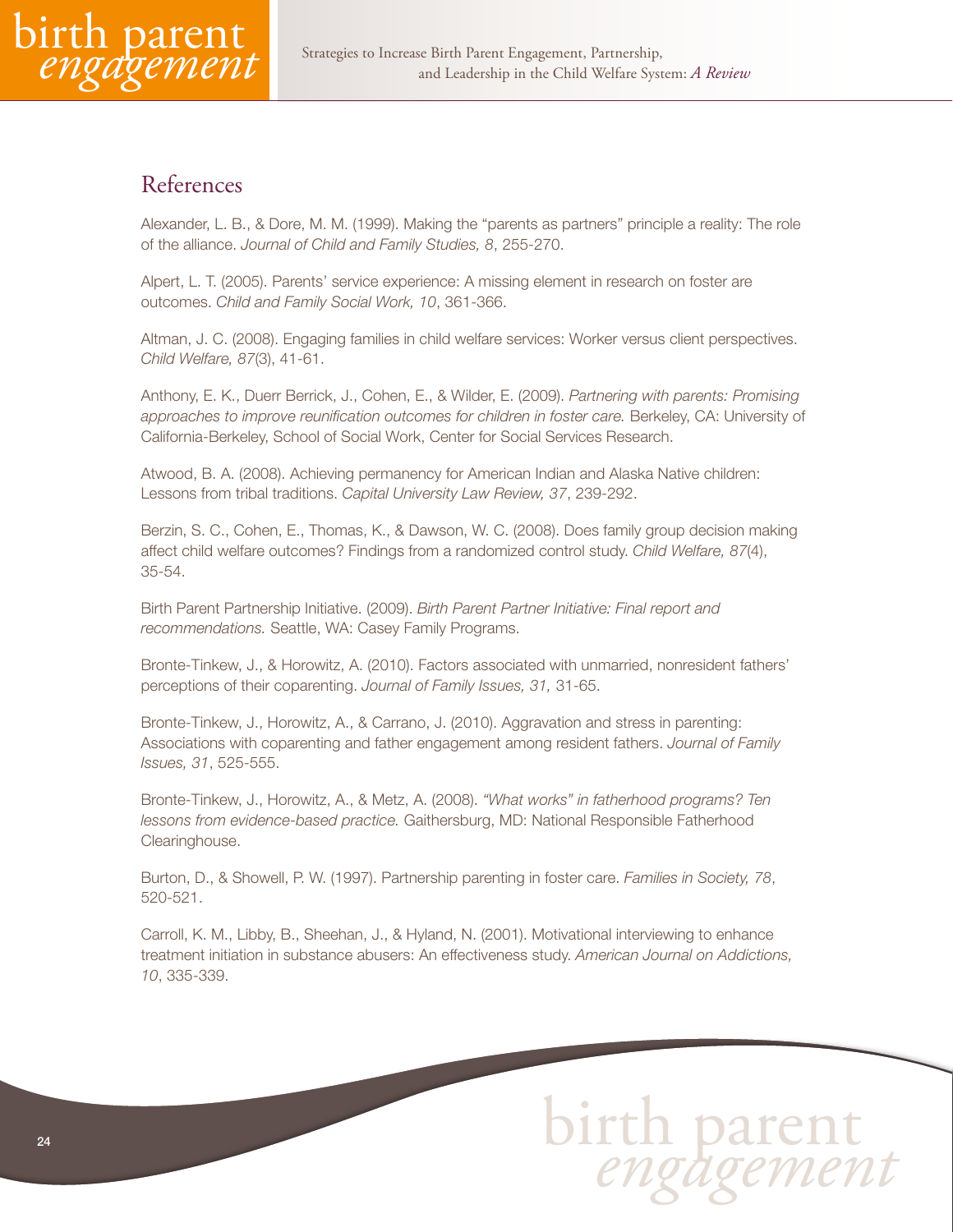## References

Alexander, L. B., & Dore, M. M. (1999). Making the "parents as partners" principle a reality: The role of the alliance. *Journal of Child and Family Studies, 8*, 255-270.

Alpert, L. T. (2005). Parents' service experience: A missing element in research on foster are outcomes. *Child and Family Social Work, 10*, 361-366.

Altman, J. C. (2008). Engaging families in child welfare services: Worker versus client perspectives. *Child Welfare, 87*(3), 41-61.

Anthony, E. K., Duerr Berrick, J., Cohen, E., & Wilder, E. (2009). *Partnering with parents: Promising approaches to improve reunification outcomes for children in foster care.* Berkeley, CA: University of California-Berkeley, School of Social Work, Center for Social Services Research.

Atwood, B. A. (2008). Achieving permanency for American Indian and Alaska Native children: Lessons from tribal traditions. *Capital University Law Review, 37*, 239-292.

Berzin, S. C., Cohen, E., Thomas, K., & Dawson, W. C. (2008). Does family group decision making affect child welfare outcomes? Findings from a randomized control study. *Child Welfare, 87*(4), 35-54.

Birth Parent Partnership Initiative. (2009). *Birth Parent Partner Initiative: Final report and recommendations.* Seattle, WA: Casey Family Programs.

Bronte-Tinkew, J., & Horowitz, A. (2010). Factors associated with unmarried, nonresident fathers' perceptions of their coparenting. *Journal of Family Issues, 31,* 31-65.

Bronte-Tinkew, J., Horowitz, A., & Carrano, J. (2010). Aggravation and stress in parenting: Associations with coparenting and father engagement among resident fathers. *Journal of Family Issues, 31*, 525-555.

Bronte-Tinkew, J., Horowitz, A., & Metz, A. (2008). *"What works" in fatherhood programs? Ten lessons from evidence-based practice.* Gaithersburg, MD: National Responsible Fatherhood Clearinghouse.

Burton, D., & Showell, P. W. (1997). Partnership parenting in foster care. *Families in Society, 78*, 520-521.

Carroll, K. M., Libby, B., Sheehan, J., & Hyland, N. (2001). Motivational interviewing to enhance treatment initiation in substance abusers: An effectiveness study. *American Journal on Addictions, 10*, 335-339.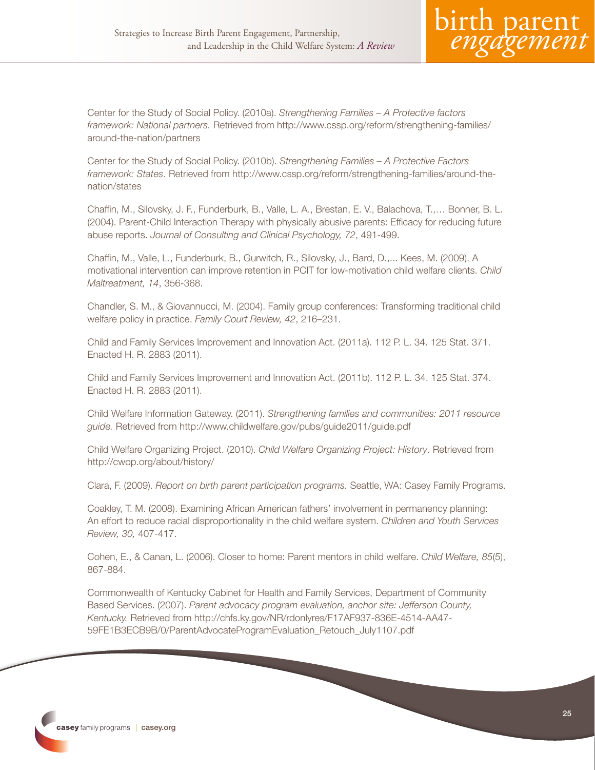Center for the Study of Social Policy. (2010a). *Strengthening Families – A Protective factors framework: National partners.* Retrieved from http://www.cssp.org/reform/strengthening-families/around-the-nation/partners

Center for the Study of Social Policy. (2010b). *Strengthening Families – A Protective Factors framework: States*. Retrieved from http://www.cssp.org/reform/strengthening-families/around-the-nation/states

Chaffin, M., Silovsky, J. F., Funderburk, B., Valle, L. A., Brestan, E. V., Balachova, T.,… Bonner, B. L. (2004). Parent-Child Interaction Therapy with physically abusive parents: Efficacy for reducing future abuse reports. *Journal of Consulting and Clinical Psychology, 72*, 491-499.

Chaffin, M., Valle, L., Funderburk, B., Gurwitch, R., Silovsky, J., Bard, D.,... Kees, M. (2009). A motivational intervention can improve retention in PCIT for low-motivation child welfare clients. *Child Maltreatment, 14*, 356-368.

Chandler, S. M., & Giovannucci, M. (2004). Family group conferences: Transforming traditional child welfare policy in practice. *Family Court Review, 42*, 216–231.

Child and Family Services Improvement and Innovation Act. (2011a). 112 P. L. 34. 125 Stat. 371. Enacted H. R. 2883 (2011).

Child and Family Services Improvement and Innovation Act. (2011b). 112 P. L. 34. 125 Stat. 374. Enacted H. R. 2883 (2011).

Child Welfare Information Gateway. (2011). *Strengthening families and communities: 2011 resource guide.* Retrieved from http://www.childwelfare.gov/pubs/guide2011/guide.pdf

Child Welfare Organizing Project. (2010). *Child Welfare Organizing Project: History*. Retrieved from http://cwop.org/about/history/

Clara, F. (2009). *Report on birth parent participation programs.* Seattle, WA: Casey Family Programs.

Coakley, T. M. (2008). Examining African American fathers' involvement in permanency planning: An effort to reduce racial disproportionality in the child welfare system. *Children and Youth Services Review, 30,* 407-417.

Cohen, E., & Canan, L. (2006). Closer to home: Parent mentors in child welfare. *Child Welfare, 85*(5), 867-884.

Commonwealth of Kentucky Cabinet for Health and Family Services, Department of Community Based Services. (2007). *Parent advocacy program evaluation, anchor site: Jefferson County, Kentucky.* Retrieved from http://chfs.ky.gov/NR/rdonlyres/F17AF937-836E-4514-AA47-59FE1B3ECB9B/0/ParentAdvocateProgramEvaluation_Retouch_July1107.pdf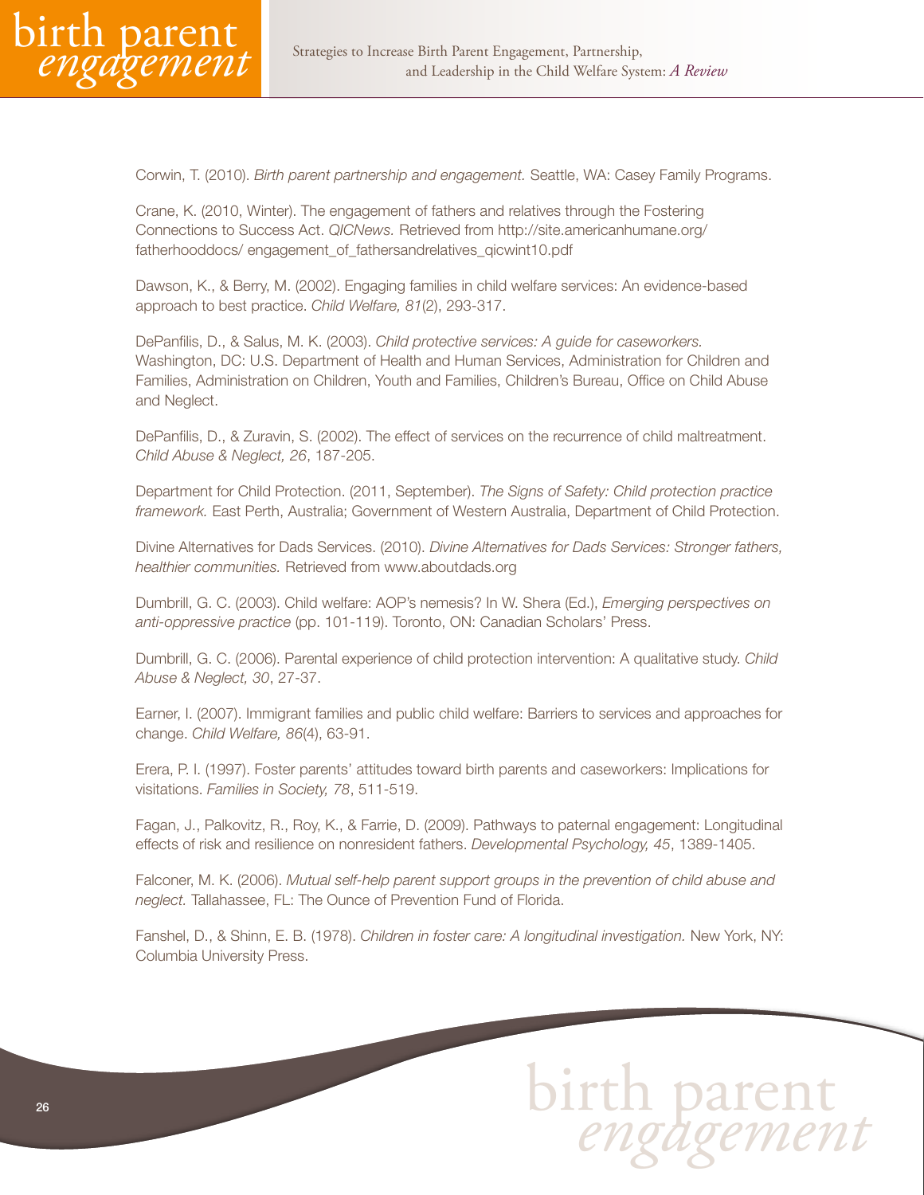Corwin, T. (2010). *Birth parent partnership and engagement.* Seattle, WA: Casey Family Programs.

Crane, K. (2010, Winter). The engagement of fathers and relatives through the Fostering Connections to Success Act. *QICNews.* Retrieved from http://site.americanhumane.org/fatherhooddocs/ engagement_of_fathersandrelatives_qicwint10.pdf

Dawson, K., & Berry, M. (2002). Engaging families in child welfare services: An evidence-based approach to best practice. *Child Welfare, 81*(2), 293-317.

DePanfilis, D., & Salus, M. K. (2003). *Child protective services: A guide for caseworkers.* Washington, DC: U.S. Department of Health and Human Services, Administration for Children and Families, Administration on Children, Youth and Families, Children's Bureau, Office on Child Abuse and Neglect.

DePanfilis, D., & Zuravin, S. (2002). The effect of services on the recurrence of child maltreatment. *Child Abuse & Neglect, 26*, 187-205.

Department for Child Protection. (2011, September). *The Signs of Safety: Child protection practice framework.* East Perth, Australia; Government of Western Australia, Department of Child Protection.

Divine Alternatives for Dads Services. (2010). *Divine Alternatives for Dads Services: Stronger fathers, healthier communities.* Retrieved from www.aboutdads.org

Dumbrill, G. C. (2003). Child welfare: AOP's nemesis? In W. Shera (Ed.), *Emerging perspectives on anti-oppressive practice* (pp. 101-119). Toronto, ON: Canadian Scholars' Press.

Dumbrill, G. C. (2006). Parental experience of child protection intervention: A qualitative study. *Child Abuse & Neglect, 30*, 27-37.

Earner, I. (2007). Immigrant families and public child welfare: Barriers to services and approaches for change. *Child Welfare, 86*(4), 63-91.

Erera, P. I. (1997). Foster parents' attitudes toward birth parents and caseworkers: Implications for visitations. *Families in Society, 78*, 511-519.

Fagan, J., Palkovitz, R., Roy, K., & Farrie, D. (2009). Pathways to paternal engagement: Longitudinal effects of risk and resilience on nonresident fathers. *Developmental Psychology, 45*, 1389-1405.

Falconer, M. K. (2006). *Mutual self-help parent support groups in the prevention of child abuse and neglect.* Tallahassee, FL: The Ounce of Prevention Fund of Florida.

Fanshel, D., & Shinn, E. B. (1978). *Children in foster care: A longitudinal investigation.* New York, NY: Columbia University Press.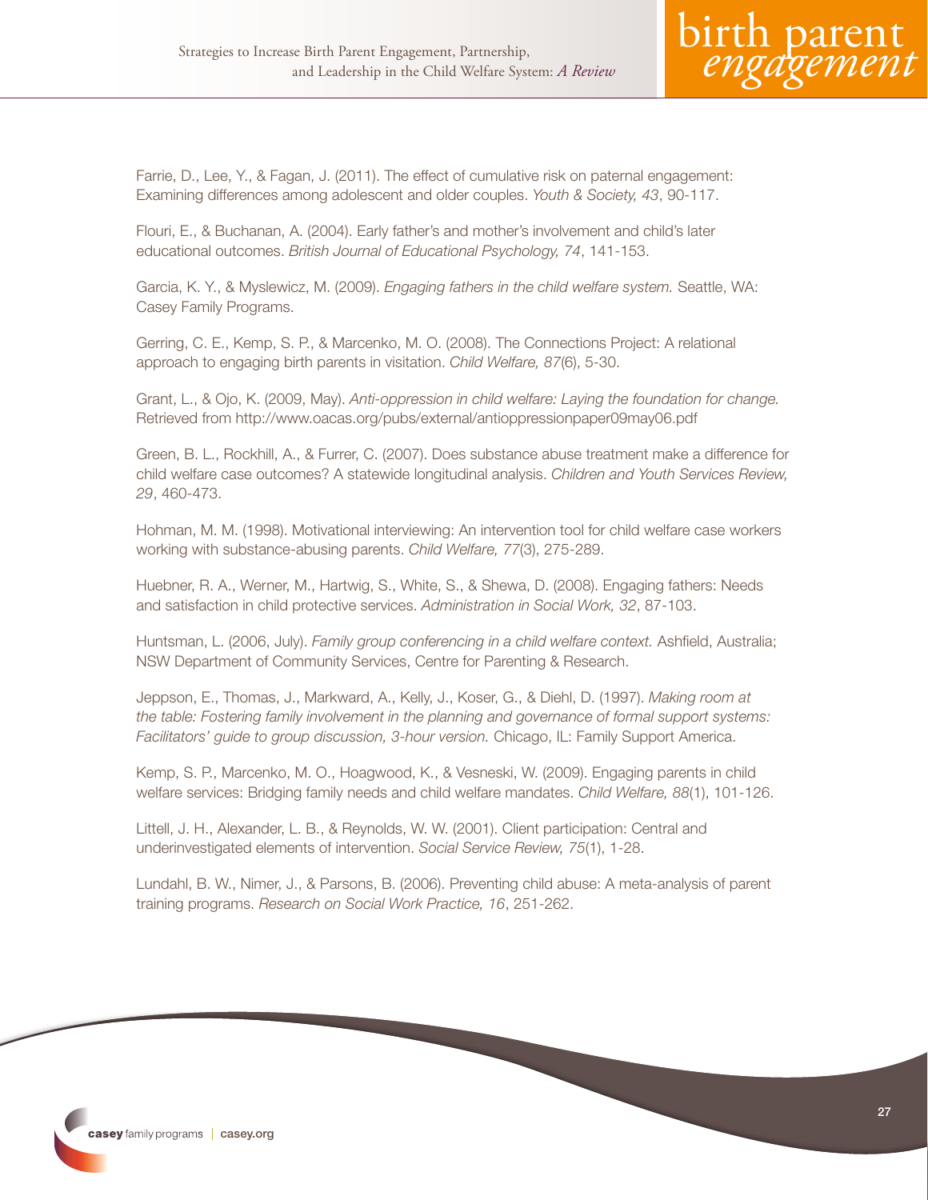Farrie, D., Lee, Y., & Fagan, J. (2011). The effect of cumulative risk on paternal engagement: Examining differences among adolescent and older couples. *Youth & Society, 43*, 90-117.

Flouri, E., & Buchanan, A. (2004). Early father's and mother's involvement and child's later educational outcomes. *British Journal of Educational Psychology, 74*, 141-153.

Garcia, K. Y., & Myslewicz, M. (2009). *Engaging fathers in the child welfare system.* Seattle, WA: Casey Family Programs.

Gerring, C. E., Kemp, S. P., & Marcenko, M. O. (2008). The Connections Project: A relational approach to engaging birth parents in visitation. *Child Welfare, 87*(6), 5-30.

Grant, L., & Ojo, K. (2009, May). *Anti-oppression in child welfare: Laying the foundation for change.* Retrieved from http://www.oacas.org/pubs/external/antioppressionpaper09may06.pdf

Green, B. L., Rockhill, A., & Furrer, C. (2007). Does substance abuse treatment make a difference for child welfare case outcomes? A statewide longitudinal analysis. *Children and Youth Services Review, 29*, 460-473.

Hohman, M. M. (1998). Motivational interviewing: An intervention tool for child welfare case workers working with substance-abusing parents. *Child Welfare, 77*(3), 275-289.

Huebner, R. A., Werner, M., Hartwig, S., White, S., & Shewa, D. (2008). Engaging fathers: Needs and satisfaction in child protective services. *Administration in Social Work, 32*, 87-103.

Huntsman, L. (2006, July). *Family group conferencing in a child welfare context.* Ashfield, Australia; NSW Department of Community Services, Centre for Parenting & Research.

Jeppson, E., Thomas, J., Markward, A., Kelly, J., Koser, G., & Diehl, D. (1997). *Making room at the table: Fostering family involvement in the planning and governance of formal support systems: Facilitators' guide to group discussion, 3-hour version.* Chicago, IL: Family Support America.

Kemp, S. P., Marcenko, M. O., Hoagwood, K., & Vesneski, W. (2009). Engaging parents in child welfare services: Bridging family needs and child welfare mandates. *Child Welfare, 88*(1), 101-126.

Littell, J. H., Alexander, L. B., & Reynolds, W. W. (2001). Client participation: Central and underinvestigated elements of intervention. *Social Service Review, 75*(1), 1-28.

Lundahl, B. W., Nimer, J., & Parsons, B. (2006). Preventing child abuse: A meta-analysis of parent training programs. *Research on Social Work Practice, 16*, 251-262.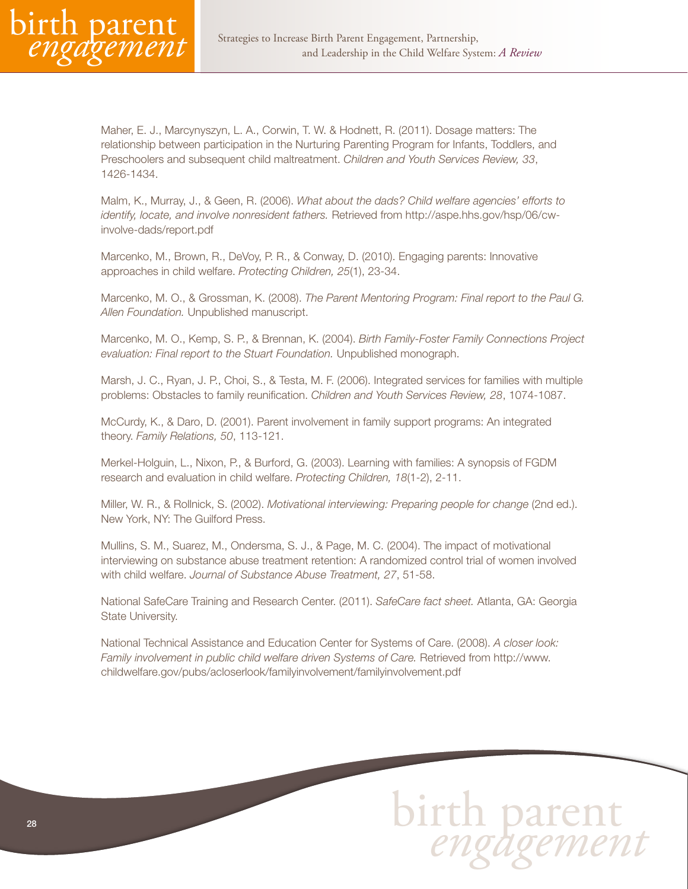Maher, E. J., Marcynyszyn, L. A., Corwin, T. W. & Hodnett, R. (2011). Dosage matters: The relationship between participation in the Nurturing Parenting Program for Infants, Toddlers, and Preschoolers and subsequent child maltreatment. *Children and Youth Services Review, 33*, 1426-1434.

Malm, K., Murray, J., & Geen, R. (2006). *What about the dads? Child welfare agencies' efforts to identify, locate, and involve nonresident fathers.* Retrieved from http://aspe.hhs.gov/hsp/06/cw-involve-dads/report.pdf

Marcenko, M., Brown, R., DeVoy, P. R., & Conway, D. (2010). Engaging parents: Innovative approaches in child welfare. *Protecting Children, 25*(1), 23-34.

Marcenko, M. O., & Grossman, K. (2008). *The Parent Mentoring Program: Final report to the Paul G. Allen Foundation.* Unpublished manuscript.

Marcenko, M. O., Kemp, S. P., & Brennan, K. (2004). *Birth Family-Foster Family Connections Project evaluation: Final report to the Stuart Foundation.* Unpublished monograph.

Marsh, J. C., Ryan, J. P., Choi, S., & Testa, M. F. (2006). Integrated services for families with multiple problems: Obstacles to family reunification. *Children and Youth Services Review, 28*, 1074-1087.

McCurdy, K., & Daro, D. (2001). Parent involvement in family support programs: An integrated theory. *Family Relations, 50*, 113-121.

Merkel-Holguin, L., Nixon, P., & Burford, G. (2003). Learning with families: A synopsis of FGDM research and evaluation in child welfare. *Protecting Children, 18*(1-2), 2-11.

Miller, W. R., & Rollnick, S. (2002). *Motivational interviewing: Preparing people for change* (2nd ed.). New York, NY: The Guilford Press.

Mullins, S. M., Suarez, M., Ondersma, S. J., & Page, M. C. (2004). The impact of motivational interviewing on substance abuse treatment retention: A randomized control trial of women involved with child welfare. *Journal of Substance Abuse Treatment, 27*, 51-58.

National SafeCare Training and Research Center. (2011). *SafeCare fact sheet.* Atlanta, GA: Georgia State University.

National Technical Assistance and Education Center for Systems of Care. (2008). *A closer look: Family involvement in public child welfare driven Systems of Care.* Retrieved from http://www.childwelfare.gov/pubs/acloserlook/familyinvolvement/familyinvolvement.pdf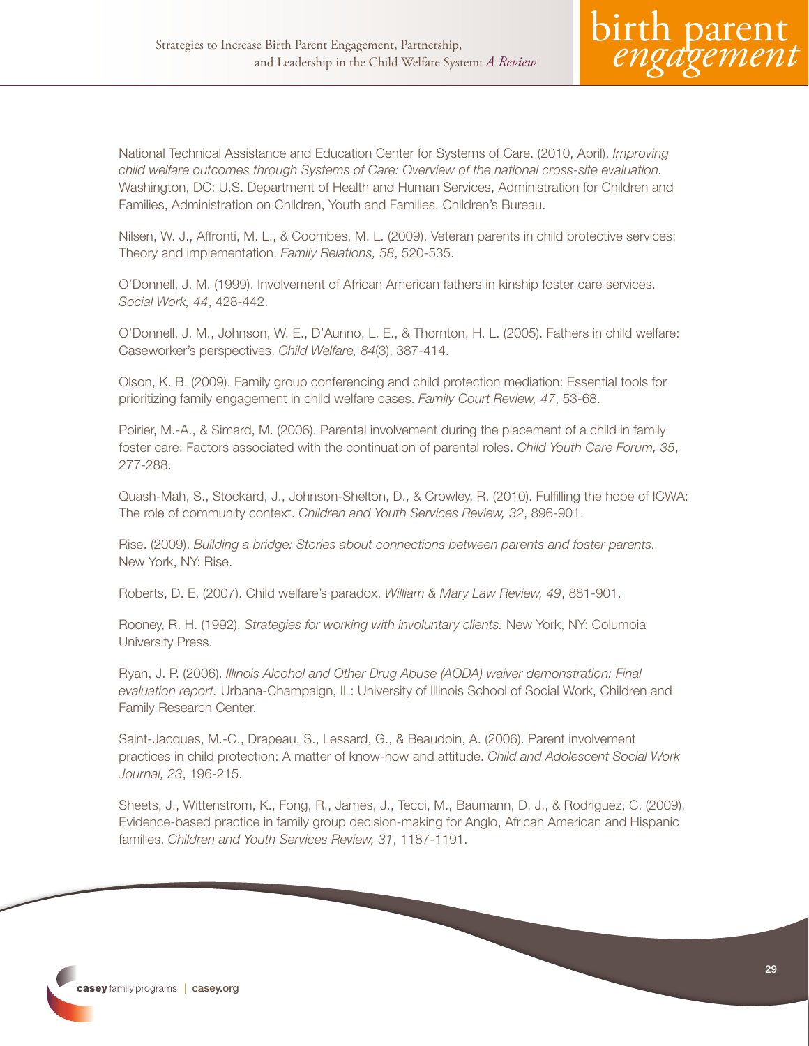National Technical Assistance and Education Center for Systems of Care. (2010, April). *Improving child welfare outcomes through Systems of Care: Overview of the national cross-site evaluation.* Washington, DC: U.S. Department of Health and Human Services, Administration for Children and Families, Administration on Children, Youth and Families, Children's Bureau.

Nilsen, W. J., Affronti, M. L., & Coombes, M. L. (2009). Veteran parents in child protective services: Theory and implementation. *Family Relations, 58*, 520-535.

O'Donnell, J. M. (1999). Involvement of African American fathers in kinship foster care services. *Social Work, 44*, 428-442.

O'Donnell, J. M., Johnson, W. E., D'Aunno, L. E., & Thornton, H. L. (2005). Fathers in child welfare: Caseworker's perspectives. *Child Welfare, 84*(3), 387-414.

Olson, K. B. (2009). Family group conferencing and child protection mediation: Essential tools for prioritizing family engagement in child welfare cases. *Family Court Review, 47*, 53-68.

Poirier, M.-A., & Simard, M. (2006). Parental involvement during the placement of a child in family foster care: Factors associated with the continuation of parental roles. *Child Youth Care Forum, 35*, 277-288.

Quash-Mah, S., Stockard, J., Johnson-Shelton, D., & Crowley, R. (2010). Fulfilling the hope of ICWA: The role of community context. *Children and Youth Services Review, 32*, 896-901.

Rise. (2009). *Building a bridge: Stories about connections between parents and foster parents.* New York, NY: Rise.

Roberts, D. E. (2007). Child welfare's paradox. *William & Mary Law Review, 49*, 881-901.

Rooney, R. H. (1992). *Strategies for working with involuntary clients.* New York, NY: Columbia University Press.

Ryan, J. P. (2006). *Illinois Alcohol and Other Drug Abuse (AODA) waiver demonstration: Final evaluation report.* Urbana-Champaign, IL: University of Illinois School of Social Work, Children and Family Research Center.

Saint-Jacques, M.-C., Drapeau, S., Lessard, G., & Beaudoin, A. (2006). Parent involvement practices in child protection: A matter of know-how and attitude. *Child and Adolescent Social Work Journal, 23*, 196-215.

Sheets, J., Wittenstrom, K., Fong, R., James, J., Tecci, M., Baumann, D. J., & Rodriguez, C. (2009). Evidence-based practice in family group decision-making for Anglo, African American and Hispanic families. *Children and Youth Services Review, 31*, 1187-1191.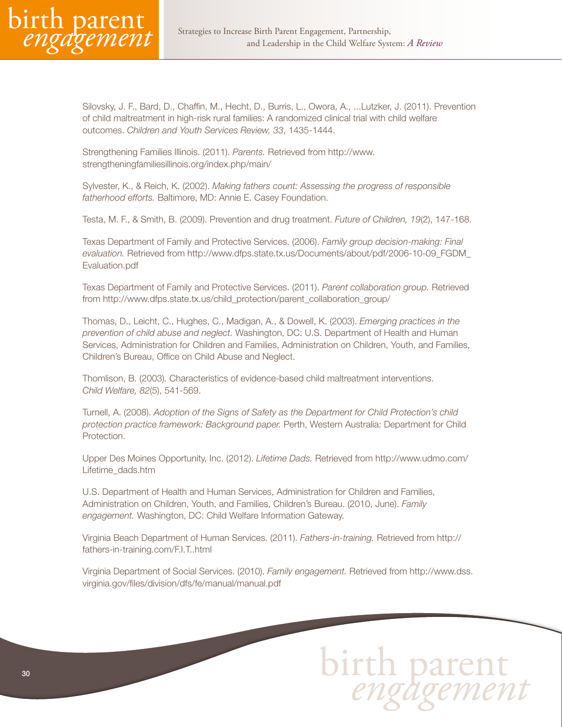Silovsky, J. F., Bard, D., Chaffin, M., Hecht, D., Burris, L., Owora, A., ...Lutzker, J. (2011). Prevention of child maltreatment in high-risk rural families: A randomized clinical trial with child welfare outcomes. *Children and Youth Services Review, 33*, 1435-1444.

Strengthening Families Illinois. (2011). *Parents.* Retrieved from http://www.strengtheningfamiliesillinois.org/index.php/main/

Sylvester, K., & Reich, K. (2002). *Making fathers count: Assessing the progress of responsible fatherhood efforts.* Baltimore, MD: Annie E. Casey Foundation.

Testa, M. F., & Smith, B. (2009). Prevention and drug treatment. *Future of Children, 19*(2), 147-168.

Texas Department of Family and Protective Services. (2006). *Family group decision-making: Final evaluation.* Retrieved from http://www.dfps.state.tx.us/Documents/about/pdf/2006-10-09_FGDM_Evaluation.pdf

Texas Department of Family and Protective Services. (2011). *Parent collaboration group.* Retrieved from http://www.dfps.state.tx.us/child_protection/parent_collaboration_group/

Thomas, D., Leicht, C., Hughes, C., Madigan, A., & Dowell, K. (2003). *Emerging practices in the prevention of child abuse and neglect.* Washington, DC: U.S. Department of Health and Human Services, Administration for Children and Families, Administration on Children, Youth, and Families, Children's Bureau, Office on Child Abuse and Neglect.

Thomlison, B. (2003). Characteristics of evidence-based child maltreatment interventions. *Child Welfare, 82*(5), 541-569.

Turnell, A. (2008). *Adoption of the Signs of Safety as the Department for Child Protection's child protection practice framework: Background paper.* Perth, Western Australia: Department for Child Protection.

Upper Des Moines Opportunity, Inc. (2012). *Lifetime Dads.* Retrieved from http://www.udmo.com/Lifetime_dads.htm

U.S. Department of Health and Human Services, Administration for Children and Families, Administration on Children, Youth, and Families, Children's Bureau. (2010, June). *Family engagement.* Washington, DC: Child Welfare Information Gateway.

Virginia Beach Department of Human Services. (2011). *Fathers-in-training.* Retrieved from http://fathers-in-training.com/F.I.T..html

Virginia Department of Social Services. (2010). *Family engagement.* Retrieved from http://www.dss.virginia.gov/files/division/dfs/fe/manual/manual.pdf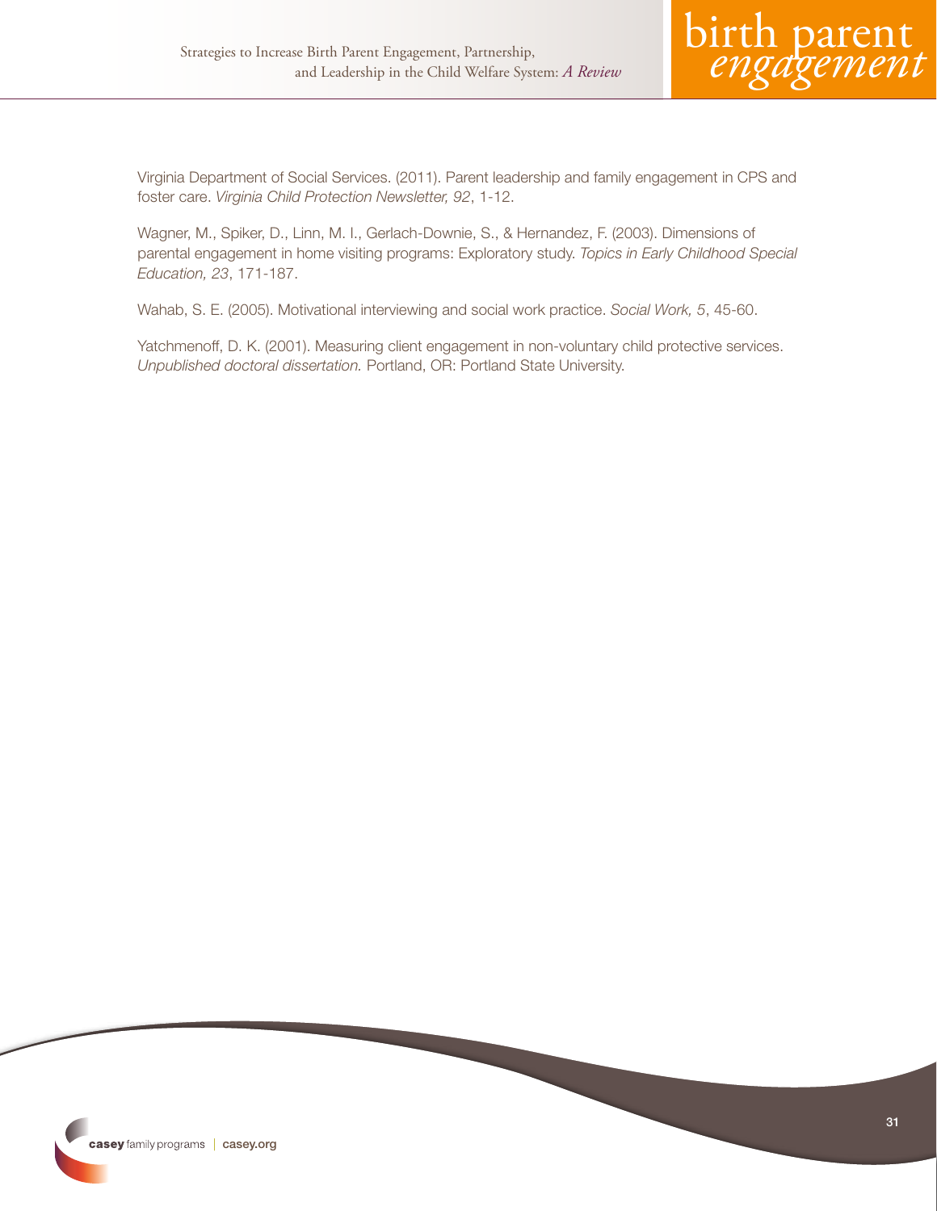Virginia Department of Social Services. (2011). Parent leadership and family engagement in CPS and foster care. *Virginia Child Protection Newsletter, 92*, 1-12.

Wagner, M., Spiker, D., Linn, M. I., Gerlach-Downie, S., & Hernandez, F. (2003). Dimensions of parental engagement in home visiting programs: Exploratory study. *Topics in Early Childhood Special Education, 23*, 171-187.

Wahab, S. E. (2005). Motivational interviewing and social work practice. *Social Work, 5*, 45-60.

Yatchmenoff, D. K. (2001). Measuring client engagement in non-voluntary child protective services. *Unpublished doctoral dissertation.* Portland, OR: Portland State University.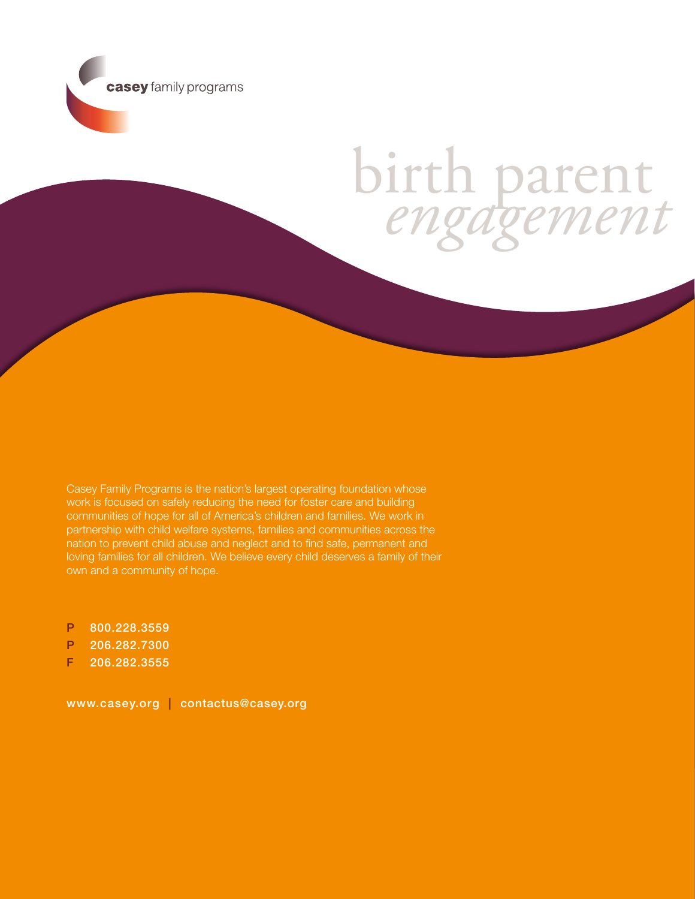**casey** family programs

# birth parent *engagement*

Casey Family Programs is the nation's largest operating foundation whose work is focused on safely reducing the need for foster care and building communities of hope for all of America's children and families. We work in partnership with child welfare systems, families and communities across the nation to prevent child abuse and neglect and to find safe, permanent and loving families for all children. We believe every child deserves a family of their own and a community of hope.

P 800.228.3559
P 206.282.7300
F 206.282.3555

www.casey.org | contactus@casey.org